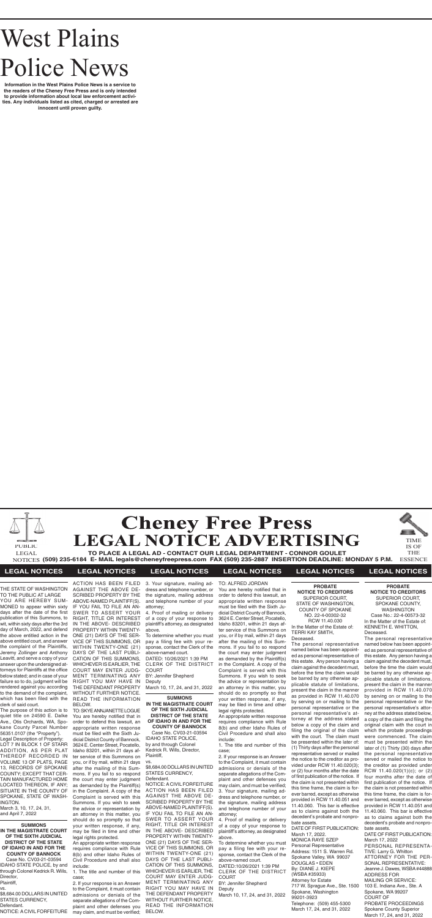# West Plains Police News

**Information in the West Plains Police News is a service to the readers of the Cheney Free Press and is only intended to provide information about local law enforcement activities. Any individuals listed as cited, charged or arrested are innocent until proven guilty.**

# Cheney Free Press LEGAL NOTICE ADVERTISING

PUBLIC LEGAL NOTICES

TIME IS OF THE ESSENCE

**TO PLACE A LEGAL AD - CONTACT OUR LEGAL DEPARTMENT - CONNOR GOULET**
**(509) 235-6184 E- MAIL legals@cheneyfreepress.com FAX (509) 235-2887 INSERTION DEADLINE: MONDAY 5 P.M.**

## LEGAL NOTICES

THE STATE OF WASHINGTON TO THE PUBLIC AT LARGE YOU ARE HEREBY SUMMONED to appear within sixty days after the date of the first publication of this Summons, to wit, within sixty days after the 3rd day of March, 2022, and defend the above entitled action in the above entitled court, and answer the complaint of the Plaintiffs, Jeremy Zollinger and Anthony Leavitt, and serve a copy of your answer upon the undersigned attorneys for Plaintiffs at the office below stated; and in case of your failure so to do, judgment will be rendered against you according to the demand of the complaint, which has been filed with the clerk of said court.

The purpose of this action is to quiet title on 24590 E. Dalke Ave., Otis Orchards, WA, Spokane County Parcel Number 56351.0107 (the "Property"). Legal Description of Property: LOT 7 IN BLOCK 1 OF STARR ADDITION, AS PER PLAT THEREOF RECORDED IN VOLUME 13 OF PLATS, PAGE 13, RECORDS OF SPOKANE COUNTY; EXCEPT THAT CERTAIN MANUFACTURED HOME LOCATED THEREON, IF ANY; SITUATE IN THE COUNTY OF SPOKANE, STATE OF WASHINGTON.

March 3, 10, 17, 24, 31, and April 7, 2022

---

**SUMMONS**
**IN THE MAGISTRATE COURT OF THE SIXTH JUDICIAL DISTRICT OF THE STATE OF IDAHO IN AND FOR THE COUNTY OF BANNOCK**

Case No. CV03-21-03594

IDAHO STATE POLICE, by and through Colonel Kedrick R. Wills, Director,
Plaintiff,
vs.
$8,684.00 DOLLARS IN UNITED STATES CURRENCY,
Defendant.

NOTICE: A CIVIL FORFEITURE ACTION HAS BEEN FILED AGAINST THE ABOVE DESCRIBED PROPERTY BY THE ABOVE-NAMED PLAINTIFF(S). IF YOU FAIL TO FILE AN ANSWER TO ASSERT YOUR RIGHT, TITLE OR INTEREST IN THE ABOVE- DESCRIBED PROPERTY WITHIN TWENTY-ONE (21) DAYS OF THE SERVICE OF THIS SUMMONS, OR WITHIN TWENTY-ONE (21) DAYS OF THE LAST PUBLICATION OF THIS SUMMONS, WHICHEVER IS EARLIER, THE COURT MAY ENTER JUDGMENT TERMINATING ANY RIGHT YOU MAY HAVE IN THE DEFENDANT PROPERTY WITHOUT FURTHER NOTICE. READ THE INFORMATION BELOW.

TO: SKYE ANNJANETTE LOGUE

You are hereby notified that in order to defend this lawsuit, an appropriate written response must be filed with the Sixth Judicial District County of Bannock, 3624 E. Center Street, Pocatello, Idaho 83201, within 21 days after service of this Summons on you, or if by mail, within 21 days after the mailing of this Summons. If you fail to so respond the court may enter judgment as demanded by the Plaintiff(s) in the Complaint. A copy of the Complaint is served with this Summons. If you wish to seek the advice or representation by an attorney in this matter, you should do so promptly so that your written response, if any, may be filed in time and other legal rights protected.

An appropriate written response requires compliance with Rule 8(b) and other Idaho Rules of Civil Procedure and shall also include:

1. The title and number of this case;
2. If your response is an Answer to the Complaint, it must contain admissions or denials of the separate allegations of the Complaint and other defenses you may claim, and must be verified;
3. Your signature, mailing address and telephone number, or the signature, mailing address and telephone number of your attorney;
4. Proof of mailing or delivery of a copy of your response to plaintiff's attorney, as designated above.

To determine whether you must pay a filing fee with your response, contact the Clerk of the above-named court.

DATED: 10/26/2021 1:39 PM
CLERK OF THE DISTRICT COURT
BY: Jennifer Shepherd
Deputy

March 10, 17, 24, and 31, 2022

---

**SUMMONS**
**IN THE MAGISTRATE COURT OF THE SIXTH JUDICIAL DISTRICT OF THE STATE OF IDAHO IN AND FOR THE COUNTY OF BANNOCK**

Case No. CV03-21-03594

IDAHO STATE POLICE, by and through Colonel Kedrick R. Wills, Director,
Plaintiff,
vs.
$8,684.00 DOLLARS IN UNITED STATES CURRENCY,
Defendant.

NOTICE: A CIVIL FORFEITURE ACTION HAS BEEN FILED AGAINST THE ABOVE DESCRIBED PROPERTY BY THE ABOVE-NAMED PLAINTIFF(S). IF YOU FAIL TO FILE AN ANSWER TO ASSERT YOUR RIGHT, TITLE OR INTEREST IN THE ABOVE- DESCRIBED PROPERTY WITHIN TWENTY-ONE (21) DAYS OF THE SERVICE OF THIS SUMMONS, OR WITHIN TWENTY-ONE (21) DAYS OF THE LAST PUBLICATION OF THIS SUMMONS, WHICHEVER IS EARLIER, THE COURT MAY ENTER JUDGMENT TERMINATING ANY RIGHT YOU MAY HAVE IN THE DEFENDANT PROPERTY WITHOUT FURTHER NOTICE. READ THE INFORMATION BELOW.

TO: ALFRED JORDAN

You are hereby notified that in order to defend this lawsuit, an appropriate written response must be filed with the Sixth Judicial District County of Bannock, 3624 E. Center Street, Pocatello, Idaho 83201, within 21 days after service of this Summons on you, or if by mail, within 21 days after the mailing of this Summons. If you fail to so respond the court may enter judgment as demanded by the Plaintiff(s) in the Complaint. A copy of the Complaint is served with this Summons. If you wish to seek the advice or representation by an attorney in this matter, you should do so promptly so that your written response, if any, may be filed in time and other legal rights protected.

An appropriate written response requires compliance with Rule 8(b) and other Idaho Rules of Civil Procedure and shall also include:

1. The title and number of this case;
2. If your response is an Answer to the Complaint, it must contain admissions or denials of the separate allegations of the Complaint and other defenses you may claim, and must be verified;
3. Your signature, mailing address and telephone number, or the signature, mailing address and telephone number of your attorney;
4. Proof of mailing or delivery of a copy of your response to plaintiff's attorney, as designated above.

To determine whether you must pay a filing fee with your response, contact the Clerk of the above-named court.

DATED:10/26/2021 1:39 PM
CLERK OF THE DISTRICT COURT
BY: Jennifer Shepherd
Deputy

March 10, 17, 24, and 31, 2022

---

**PROBATE NOTICE TO CREDITORS**
SUPERIOR COURT, STATE OF WASHINGTON, COUNTY OF SPOKANE
NO. 22-4-00302-32
RCW 11.40.030

In the Matter of the Estate of:
TERRI KAY SMITH,
Deceased.

The personal representative named below has been appointed as personal representative of this estate. Any person having a claim against the decedent must, before the time the claim would be barred by any otherwise applicable statute of limitations, present the claim in the manner as provided in RCW 11.40.070 by serving on or mailing to the personal representative or the personal representative's attorney at the address stated below a copy of the claim and filing the original of the claim with the court. The claim must be presented within the later of: (1) Thirty days after the personal representative served or mailed the notice to the creditor as provided under RCW 11.40.020(3); or (2) four months after the date of first publication of the notice. If the claim is not presented within this time frame, the claim is forever barred, except as otherwise provided in RCW 11.40.051 and 11.40.060. This bar is effective as to claims against both the decedent's probate and nonprobate assets.

DATE OF FIRST PUBLICATION: March 17, 2022.

MONICA RAYE SZEP
Personal Representative
Address: 1511 S. Warren Rd.
Spokane Valley, WA 99037
DOUGLAS • EDEN
By: DIANE J. KIEPE (WSBA #35933)
Attorney for Estate
717 W. Sprague Ave., Ste. 1500
Spokane, Washington 99201-3923
Telephone: (509) 455-5300

March 17, 24, and 31, 2022

---

**PROBATE NOTICE TO CREDITORS**
SUPERIOR COURT, SPOKANE COUNTY, WASHINGTON
Case No.: 22-4-00573-32

In the Matter of the Estate of:
KENNETH E. WHITTON,
Deceased.

The personal representative named below has been appointed as personal representative of this estate. Any person having a claim against the decedent must, before the time the claim would be barred by any otherwise applicable statute of limitations, present the claim in the manner provided in RCW 11.40.070 by serving on or mailing to the personal representative or the personal representative's attorney at the address stated below, a copy of the claim and filing the original claim with the court in which the probate proceedings were commenced. The claim must be presented within the later of (1) Thirty (30) days after the personal representative served or mailed the notice to the creditor as provided under RCW 11.40.020(1)(c); or (2) four months after the date of first publication of the notice. If the claim is not presented within this time frame, the claim is forever barred, except as otherwise provided in RCW 11.40.051 and 11.40.060. This bar is effective as to claims against both the decedent's probate and nonprobate assets.

DATE OF FIRST PUBLICATION: March 17, 2022

PERSONAL REPRESENTATIVE: Larry G. Whitton
ATTORNEY FOR THE PERSONAL REPRESENTATIVE: Jeanne J. Dawes, WSBA #44888
ADDRESS FOR MAILING OR SERVICE:
103 E. Indiana Ave., Ste. A
Spokane, WA 99207
COURT OF PROBATE PROCEEDINGS
Spokane County Superior

March 17, 24, and 31, 2022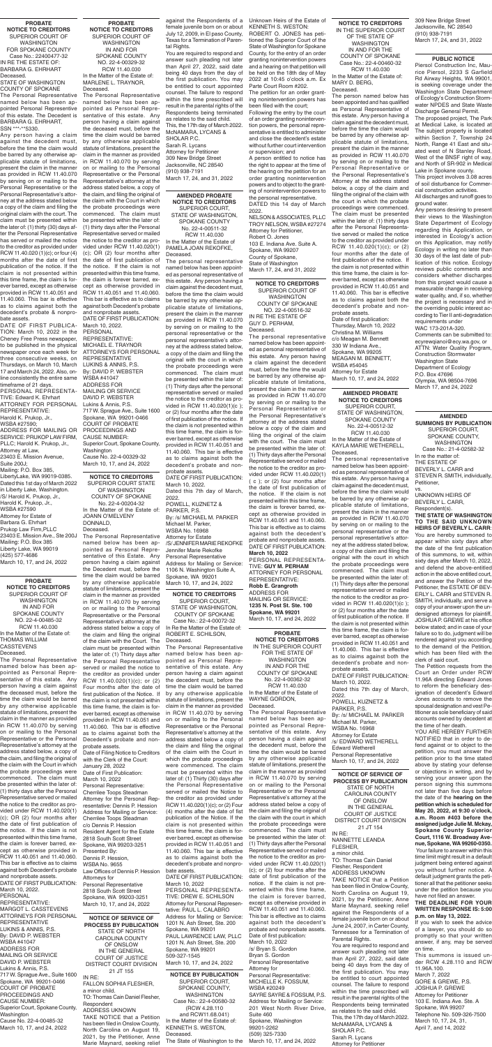**PROBATE NOTICE TO CREDITORS**
SUPERIOR COURT OF WASHINGTON FOR SPOKANE COUNTY
Case No.: 22400477-32
IN RE THE ESTATE OF: BARBARA G. EHRHART Deceased.
STATE OF WASHINGTON COUNTY OF SPOKANE

The Personal Representative named below has been appointed Personal Representative of this estate. The Decedent is BARBARA G. EHRHART, SSN ***-**5330.

Any person having a claim against the decedent must, before the time the claim would be barred by any otherwise applicable statute of limitations, present the claim in the manner as provided in RCW 11.40.070 by serving on or mailing to the Personal Representative or the Personal Representative's attorney at the address stated below a copy of the claim and filing the original claim with the court. The claim must be presented within the later of: (1) thirty (30) days after the Personal Representative has served or mailed the notice to the creditor as provided under RCW 11.40.020(1)(c); or four (4) months after the date of first publication of the notice. If the claim is not presented within this time frame, the claim is forever barred, except as otherwise provided in RCW 11.40.051 and 11.40.060. This bar is effective as to claims against both the decedent's probate & nonprobate assets.

DATE OF FIRST PUBLICATION: March 10, 2022 in the Cheney Free Press newspaper, to be published in the physical newspaper once each week for three consecutive weeks, on Thursdays, on March 10, March 17 and March 24, 2022. Also, online consistently the entire same timeframe of 21 days.

PERSONAL REPRESENTATIVE: Edward K. Ehrhart

ATTORNEY FOR PERSONAL REPRESENTATIVE:
Harold K. Prukop, Jr., WSBA #27590;

ADDRESS FOR MAILING OR SERVICE: PRUKOP LAW FIRM, PLLC; Harold K. Prukop, Jr., Attorney at Law,
23403 E. Mission Avenue, Suite 200J;
Mailing: P.O. Box 385, LibertyLake, WA 99019-0385.
Dated this 1st day of March 2022 in Liberty Lake, Washington.
/S/ Harold K. Prukop, Jr.,
Harold K. Prukop, Jr.,
WSBA #27590
Attorney for Estate of Barbara G. Ehrhart
Prukop Law Firm,PLLC
23403 E. Mission Ave., Ste 200J
Mailing: P.O. Box 385
Liberty Lake, WA 99019
(425) 577-4686
March 10, 17, and 24, 2022

**PROBATE NOTICE TO CREDITORS**
SUPERIOR COURT OF WASHINGTON IN AND FOR SPOKANE COUNTY
No. 22-4-00485-32
RCW 11.40.030
In the Matter of the Estate of: THOMAS WILLIAM CASSTEVENS Deceased.

The Personal Representative named below has been appointed as Personal Representative of this estate. Any person having a claim against the deceased must, before the time the claim would be barred by any otherwise applicable statute of limitations, present the claim in the manner as provided in RCW 11.40.070 by serving on or mailing to the Personal Representative or the Personal Representative's attorney at the address stated below, a copy of the claim, and filing the original of the claim with the court in which the probate proceedings were commenced. The claim must be presented within the later of: (1) thirty days after the Personal Representative served or mailed the notice to the creditor as provided under RCW 11.40.020(1)(c); OR (2) four months after the date of first publication of the notice. If the claim is not presented within this time frame, the claim is forever barred, except as otherwise provided in RCW 11.40.051 and 11.40.060. This bar is effective as to claims against both Decedent's probate and nonprobate assets.
DATE OF FIRST PUBLICATION: March 10, 2022.
PERSONAL REPRESENTATIVE: MARGOT L. CASSTEVENS
ATTORNEYS FOR PERSONAL REPRESENTATIVE
LUKINS & ANNIS, P.S.
By: DAVID P. WEBSTER
WSBA #41047
ADDRESS FOR MAILING OR SERVICE
DAVID P. WEBSTER
Lukins & Annis, P.S.
717 W. Sprague Ave., Suite 1600
Spokane, WA 99201-0466
COURT OF PROBATE PROCEEDINGS AND CAUSE NUMBER:
Superior Court, Spokane County, Washington
Cause No. 22-4-00485-32
March 10, 17, and 24, 2022

**PROBATE NOTICE TO CREDITORS**
SUPERIOR COURT OF WASHINGTON IN AND FOR SPOKANE COUNTY
No. 22-4-00329-32
RCW 11.40.030
In the Matter of the Estate of: MARLENE L. TRAYNOR, Deceased.

The Personal Representative named below has been appointed as Personal Representative of this estate. Any person having a claim against the deceased must, before the time the claim would be barred by any otherwise applicable statute of limitations, present the claim in the manner as provided in RCW 11.40.070 by serving on or mailing to the Personal Representative or the Personal Representative's attorney at the address stated below, a copy of the claim, and filing the original of the claim with the Court in which the probate proceedings were commenced. The claim must be presented within the later of: (1) thirty days after the Personal Representative served or mailed the notice to the creditor as provided under RCW 11.40.020(1)(c); OR (2) four months after the date of first publication of the notice. If the claim is not presented within this time frame, the claim is forever barred, except as otherwise provided in RCW 11.40.051 and 11.40.060. This bar is effective as to claims against both Decedent's probate and nonprobate assets.
DATE OF FIRST PUBLICATION: March 10, 2022.
PERSONAL REPRESENTATIVE: MICHAEL E. TRAYNOR
ATTORNEYS FOR PERSONAL REPRESENTATIVE
LUKINS & ANNIS, P.S.
By: DAVID P. WEBSTER
WSBA #41047
ADDRESS FOR MAILING OR SERVICE
DAVID P. WEBSTER
Lukins & Annis, P.S.
717 W. Sprague Ave., Suite 1600
Spokane, WA 99201-0466
COURT OF PROBATE PROCEEDINGS AND CAUSE NUMBER:
Superior Court, Spokane County, Washington
Cause No. 22-4-00329-32
March 10, 17, and 24, 2022

**NOTICE TO CREDITORS**
SUPERIOR COURT STATE OF WASHINGTON COUNTY OF SPOKANE
No. 22-4-00204-32
In the Matter of the Estate of: JOANN O'MELVENY DONNALD, Deceased.

The Personal Representative named below has been appointed as Personal Representative of this estate. Any person having a claim against the Decedent must, before the time the claim would be barred by any otherwise applicable statute of limitations, present the claim in the manner as provided in RCW 11.40.070 by serving on or mailing to the Personal Representative or the Personal Representative's attorney at the address stated below a copy of the claim and filing the original of the claim with the Court. The claim must be presented within the later of: (1) Thirty days after the Personal Representative served or mailed the notice to the creditor as provided under RCW 11.40.020(1)(c); or (2) Four months after the date of first publication of the notice. If the claim is not presented within this time frame, the claim is forever barred, except as otherwise provided in RCW 11.40.051 and 11.40.060. This bar is effective as to claims against both the Decedent's probate and non-probate assets.
Date of Filing Notice to Creditors with the Clerk of the Court: January 28, 2022
Date of First Publication: March 10, 2022
Personal Representative: Cherilee Toops Steadman
Attorney for the Personal Representative: Dennis P. Hession
Address for Mailing or Service: Cherilee Toops Steadman c/o Dennis P. Hession
Resident Agent for the Estate
2818 South Scott Street
Spokane, WA 99203-3251
Presented By:
Dennis P. Hession,
WSBA No. 9655
Law Offices of Dennis P. Hession
Attorneys for Personal Representative
2818 South Scott Street
Spokane, WA 99203-3251
March 10, 17, and 24, 2022

**NOTICE OF SERVICE OF PROCESS BY PUBLICATION**
STATE OF NORTH CAROLINA COUNTY OF ONSLOW IN THE GENERAL COURT OF JUSTICE DISTRICT COURT DIVISION
21 JT 155
IN RE:
FALLON SOPHIA FLESHER, a minor child.
TO: Thomas Cain Daniel Flesher, Respondent
ADDRESS UKNOWN
TAKE NOTICE that a Petition has been filed in Onslow County, North Carolina on August 19, 2021, by the Petitioner, Anne Marie Maynard, seeking relief against the Respondents of a female juvenile born on or about July 12, 2009, in El Paso County, Texas for a Termination of Parental Rights.
You are required to respond and answer such pleading not later than April 27, 2022, said date being 40 days from the day of the first publication. You may be entitled to court appointed counsel. The failure to respond within the time prescribed will result in the parental rights of the Respondents being terminated as relates to the said child.
This, the 17th day of March 2022.
McNAMARA, LYCANS & SHOLAR P.C.
Sarah R. Lycans
Attorney for Petitioner
309 New Bridge Street
Jacksonville, NC 28540
(910) 938-7191
March 17, 24, and 31, 2022

**AMENDED PROBATE NOTICE TO CREDITORS**
SUPERIOR COURT, STATE OF WASHINGTON, SPOKANE COUNTY
No. 22-4-00511-32
RCW 11.40.030
In the Matter of the Estate of PAMELA JOAN REKOFKE, Deceased.

The personal representative named below has been appointed as personal representative of this estate. Any person having a claim against the decedent must, before the time the claim would be barred by any otherwise applicable statute of limitations, present the claim in the manner as provided in RCW 11.40.070 by serving on or mailing to the personal representative or the personal representative's attorney at the address stated below a copy of the claim and filing the original of the claim with the court in which the probate proceedings were commenced. The claim must be presented within the later of: (1) Thirty days after the personal representative served or mailed the notice to the creditor as provided in RCW 11.40.020(1)(c); or (2) four months after the date of first publication of the notice. If the claim is not presented within this time frame, the claim is forever barred, except as otherwise provided in RCW 11.40.051 and 11.40.060. This bar is effective as to claims against both the decedent's probate and nonprobate assets.
DATE OF FIRST PUBLICATION: March 10, 2022.
Dated this 7th day of March, 2022.
POWELL, KUZNETZ & PARKER, P.S.
By: /s/ MICHAEL M. PARKER
Michael M. Parker,
WSBA No. 16968
Attorney for Estate
/S/ JENNIFER MARIE REKOFKE
Jennifer Marie Rekofke
Personal Representative
Address for Mailing or Service: 1106 N. Washington Suite A, Spokane, WA 99201
March 10, 17, and 24, 2022

**NOTICE TO CREDITORS**
SUPERIOR COURT, STATE OF WASHINGTON, COUNTY OF SPOKANE
Case No.: 22-4-00072-32
In Re the Matter of the Estate of: ROBERT E. SCHILSON, Deceased.

The Personal Representative named below has been appointed as Personal Representative of this estate. Any person having a claim against the decedent must, before the time the claim would be barred by any otherwise applicable statute of limitations, present the claim in the manner as provided in RCW 11.40.070 by serving on or mailing to the Personal Representative or the Personal Representative's attorney at the address stated below a copy of the claim and filing the original of the claim with the Court in which the probate proceedings were commenced. The claim must be presented within the later of: (1) Thirty (30) days after the Personal Representative served or mailed the Notice to the creditor as provided under RCW 11.40.020(1)(c); or (2) Four (4) months after the date of first publication of the Notice. If the claim is not presented within this time frame, the claim is forever barred, except as otherwise provided in RCW 11.40.051 and 11.40.060. This bar is effective as to claims against both the decedent's probate and nonprobate assets.
DATE OF FIRST PUBLICATION: March 10, 2022
PERSONAL REPRESENTATIVE: DREW E. SCHILSON
Attorney for Personal Representative: PAUL L. CALABRO
Address for Mailing or Service: 1201 N. Ash Street, Ste. 200 Spokane, WA 99201
PAUL LAWRENCE LAW, PLLC
1201 N. Ash Street, Ste. 200
Spokane, WA 99201
509-327-1545
March 10, 17, and 24, 2022

**NOTICE BY PUBLICATION**
SUPERIOR COURT, SPOKANE COUNTY, WASHINGTON
Case No.: 22-4-00580-32 (RCW 4.28.110 and RCW11.68.041)
In the Matter of the Estate of: KENNETH S. WESTON, Deceased.
The State of Washington to the Unknown Heirs of the Estate of KENNETH S. WESTON:
ROBERT O. JONES has petitioned the Superior Court of the State of Washington for Spokane County, for the entry of an order granting nonintervention powers and a hearing on that petition will be held on the 18th day of May 2022 at 10:45 o'clock a.m. Ex Parte Court Room #202.
The petition for an order granting nonintervention powers has been filed with the court.
Following the entry by the court of an order granting nonintervention powers, the personal representative is entitled to administer and close the decedent's estate without further court intervention or supervision; and
A person entitled to notice has the right to appear at the time of the hearing on the petition for an order granting nonintervention powers and to object to the granting of nonintervention powers to the personal representative.
DATED this 14 day of March 2022.
NELSON & ASSOCIATES, PLLC
TROY NELSON, WSBA #27274
Attorney for Petitioner, Robert O. Jones
103 E. Indiana Ave. Suite A.
Spokane, WA 99207
County of Spokane, State of Washington
March 17, 24, and 31, 2022

**NOTICE TO CREDITORS**
SUPERIOR COURT OF WASHINGTON COUNTY OF SPOKANE
NO. 22-4-00516-32
IN RE THE ESTATE OF GUY D. PERHAM, Deceased.

The personal representative named below has been appointed as personal representative of this estate. Any person having a claim against the decedent must, before the time the claim would be barred by any otherwise applicable statute of limitations, present the claim in the manner as provided in RCW 11.40.070 by serving on or mailing to the Personal Representative or the Personal Representative's attorney at the address stated below a copy of the claim and filing of the original of the claim with the court. The claim must be presented within the later of: (1) Thirty days after the Personal Representative served or mailed the notice to the creditor as provided under RCW 11.40.020(1)(c); or (2) four months after the date of first publication of the notice. If the claim is not presented within this time frame, the claim is forever barred, except as otherwise provided in RCW 11.40.051 and 11.40.060. This bar is effective as to claims against both the decedent's probate and nonprobate assets.
DATE OF FIRST PUBLICATION: **March 10, 2022**
PERSONAL REPRESENTATIVE: **GUY M. PERHAM**
ATTORNEY FOR PERSONAL REPRESENTATIVE:
**Robb E. Grangroth**
ADDRESS FOR MAILING OR SERVICE:
**1235 N. Post St. Ste. 100**
**Spokane, WA 99201**
March 10, 17, and 24, 2022

**PROBATE NOTICE TO CREDITORS**
IN THE SUPERIOR COURT FOR THE STATE OF WASHINGTON IN AND FOR THE COUNTY OF SPOKANE
No. 22-4-00362-32
RCW 11.40.030
In the Matter of the Estate of WAYNE GORDON, Deceased.

The Personal Representative named below has been appointed as Personal Representative of this estate. Any person having a claim against the decedent must, before the time the claim would be barred by any otherwise applicable statute of limitations, present the claim in the manner as provided in RCW 11.40.070 by serving on or mailing to the Personal Representative or the Personal Representative's attorney at the address stated below a copy of the claim and filing the original of the claim with the court in which the probate proceedings were commenced. The claim must be presented within the later of: (1) Thirty days after the Personal Representative served or mailed the notice to the creditor as provided under RCW 11.40.020(1)(c); or (2) four months after the date of first publication of the notice. If the claim is not presented within this time frame, the claim is forever barred, except as otherwise provided in RCW 11.40.051 and 11.40.060. This bar is effective as to claims against both the decedent's probate and nonprobate assets.
Date of first publication: March 10, 2022
/s/ Bryan S. Gordon
Bryan S. Gordon
Personal Representative
Attorney for Personal Representative:
MICHELLE K. FOSSUM, WSBA #20249
SAYRE SAYRE & FOSSUM, P.S.
Address for Mailing or Service: 201 West North River Drive, Suite 460
Spokane, Washington 99201-2262
(509) 325-7330
March 10, 17, and 24, 2022

**NOTICE TO CREDITORS**
IN THE SUPERIOR COURT OF THE STATE OF WASHINGTON IN AND FOR THE COUNTY OF SPOKANE
Case No.: 22-4-00460-32
RCW 11.40.030
In the Matter of the Estate of: MARY D. BERG, Deceased.

The person named below has been appointed and has qualified as Personal Representative of this estate. Any person having a claim against the decedent must, before the time the claim would be barred by any otherwise applicable statute of limitations, present the claim in the manner as provided in RCW 11.40.070 by serving on or mailing to the Personal Representative or the Personal Representative's Attorney at the address stated below a copy of the claim and filing the original of the claim with the court in which the probate proceedings were commenced. The claim must be presented within the later of: (1) thirty days after the Personal Representative served or mailed the notice to the creditor as provided under RCW 11.40.020(1)(c); or (2) four months after the date of first publication of the notice. If the claim is not presented within this time frame, the claim is forever barred, except as otherwise provided in RCW 11.40.051 and 11.40.060. This bar is effective as to claims against both the decedent's probate and nonprobate assets.
Date of first publication: Thursday, March 10, 2022
Christina M. Williams
c/o Meagan M. Bennett
330 W Indiana Ave.,
Spokane, WA 99205
MEAGAN M. BENNETT, WSBA #54045
Attorney for Estate
March 10, 17, and 24, 2022

**AMENDED PROBATE NOTICE TO CREDITORS**
SUPERIOR COURT, STATE OF WASHINGTON, SPOKANE COUNTY
No. 22-4-00512-32
RCW 11.40.030
In the Matter of the Estate of KAYLA MARIE WETHERELL, Deceased,

The personal representative named below has been appointed as personal representative of this estate. Any person having a claim against the decedent must, before the time the claim would be barred by any otherwise applicable statute of limitations, present the claim in the manner as provided in RCW 11.40.070 by serving on or mailing to the personal representative or the personal representative's attorney at the address stated below a copy of the claim and filing the original of the claim with the court in which the probate proceedings were commenced. The claim must be presented within the later of: (1) Thirty days after the personal representative served or mailed the notice to the creditor as provided in RCW 11.40.020(1)(c); or (2) four months after the date of first publication of the notice. If the claim is not presented within this time frame, the claim is forever barred, except as otherwise provided in RCW 11.40.051 and 11.40.060. This bar is effective as to claims against both the decedent's probate and nonprobate assets.
DATE OF FIRST PUBLICATION: March 10, 2022.
Dated this 7th day of March, 2022.
POWELL, KUZNETZ & PARKER, P.S.
By: /s/ MICHAEL M. PARKER
Michael M. Parker,
WSBA No. 16968
Attorney for Estate
/s/ EDWARD WETHERELL
Edward Wetherell
Personal Representative
March 10, 17, and 24, 2022

**NOTICE OF SERVICE OF PROCESS BY PUBLICATION**
STATE OF NORTH CAROLINA COUNTY OF ONSLOW IN THE GENERAL COURT OF JUSTICE DISTRICT COURT DIVISION
21 JT 154
IN RE:
NANNETTE LEANDA FLESHER, a minor child.
TO: Thomas Cain Daniel Flesher, Respondent
ADDRESS UKNOWN
TAKE NOTICE that a Petition has been filed in Onslow County, North Carolina on August 19, 2021, by the Petitioner, Anne Marie Maynard, seeking relief against the Respondents of a female juvenile born on or about June 24, 2007, in Carter County, Tennessee for a Termination of Parental Rights.
You are required to respond and answer such pleading not later than April 27, 2022, said date being 40 days from the day of the first publication. You may be entitled to court appointed counsel. The failure to respond within the time prescribed will result in the parental rights of the Respondents being terminated as relates to the said child.
This, the 17th day of March 2022.
McNAMARA, LYCANS & SHOLAR P.C.
Sarah R. Lycans
Attorney for Petitioner
309 New Bridge Street
Jacksonville, NC 28540
(910) 938-7191
March 17, 24, and 31, 2022

**PUBLIC NOTICE**
Piersol Construction Inc, Maurice Piersol, 2233 S Garfield Rd Airway Heights, WA 99001, is seeking coverage under the Washington State Department of Ecology's Construction Stormwater NPDES and State Waste Discharge General Permit.
The proposed project, The Park at Medical Lake, is located at The subject property is located within Section 7, Township 24 North, Range 41 East and situated west of N Stanley Road, West of the BNSF right of way, and North of SR-902 in Medical Lake in Spokane county.
This project involves 3.08 acres of soil disturbance for Commercial construction activities.
All discharges and runoff goes to ground water.
Any persons desiring to present their views to the Washington State Department of Ecology regarding this Application, or interested in Ecology's action on this Application, may notify Ecology in writing no later than 30 days of the last date of publication of this notice. Ecology reviews public comments and considers whether discharges from this project would cause a measurable change in receiving water quality, and, if so, whether the project is necessary and in the overriding public interest according to Tier II anti-degradation requirements under WAC 173-201A-320.
Comments can be submitted to: ecyrewqianoi@ecy.wa.gov, or ATTN: Water Quality Program, Construction Stormwater
Washington State Department of Ecology
P.O. Box 47696
Olympia, WA 98504-7696
March 17, 24, 2022

**AMENDED SUMMONS BY PUBLICATION**
SUPERIOR COURT, SPOKANE COUNTY, WASHINGTON
Case No.: 21-4-02582-32
In re the matter of:
THE ESTATE OF BEVERLY L. CARR and STEVEN R. SMITH, individually, Petitioner,
vs.
UNKNOWN HEIRS OF BEVERLY L. CARR, Respondent(s).
**THE STATE OF WASHINGTON TO THE SAID UNKNOWN HEIRS OF BEVERLY L. CARR:**
You are hereby summoned to appear within sixty days after the date of the first publication of this summons, to wit, within sixty days after March 10, 2022, and defend the above-entitled action in the above entitled court, and answer the Petition of the Petitioner, the ESTATE OF BEVERLY L. CARR and STEVEN R. SMITH, individually, and serve a copy of your answer upon the undersigned attorneys for plaintiff, JOSHUA P. GREWE at his office below stated; and in case of your failure so to do, judgment will be rendered against you according to the demand of the Petition, which has been filed with the clerk of said court.
The Petition requests from the Court an Order under RCW 11.96A directing Edward Jones to reform the beneficiary designation of decedent's Edward Jones accounts to remove the spousal designation and vest Petitioner as sole beneficiary of said accounts owned by decedent at the time of her death.
YOU ARE HEREBY FURTHER NOTIFIED that in order to defend against or to object to the petition, you must answer the petition prior to the time stated above by stating your defense or objections in writing, and by serving your answer upon the person signing this summons not later than five days before the date of the **hearing on the petition which is scheduled for May 20, 2022, at 9:30 o'clock, a.m. Room #403 before the assigned judge Julie M. Mckay, Spokane County Superior Court, 1116 W. Broadway Avenue, Spokane, WA 99260-0350.** Your failure to answer within this time limit might result in a default judgment being entered against you without further notice. A default judgment grants the petitioner all that the petitioner seeks under the petition because you have not filed an answer.
**THE DEADLINE FOR YOUR WRITTEN RESPONSE IS: 5:00 p.m. on May 13, 2022.**
If you wish to seek the advice of a lawyer, you should do so promptly so that your written answer, if any, may be served on time.
This summons is issued under RCW 4.28.110 and RCW 11.96A.100.
March 7, 2022
GORE & GREWE, P.S.
JOSHUA P. GREWE
Attorney for Petitioner
103 E. Indiana Ave. Ste. A
Spokane, WA 99207
Telephone No. 509-326-7500
March 10, 17, 24, 31, April 7, and 14, 2022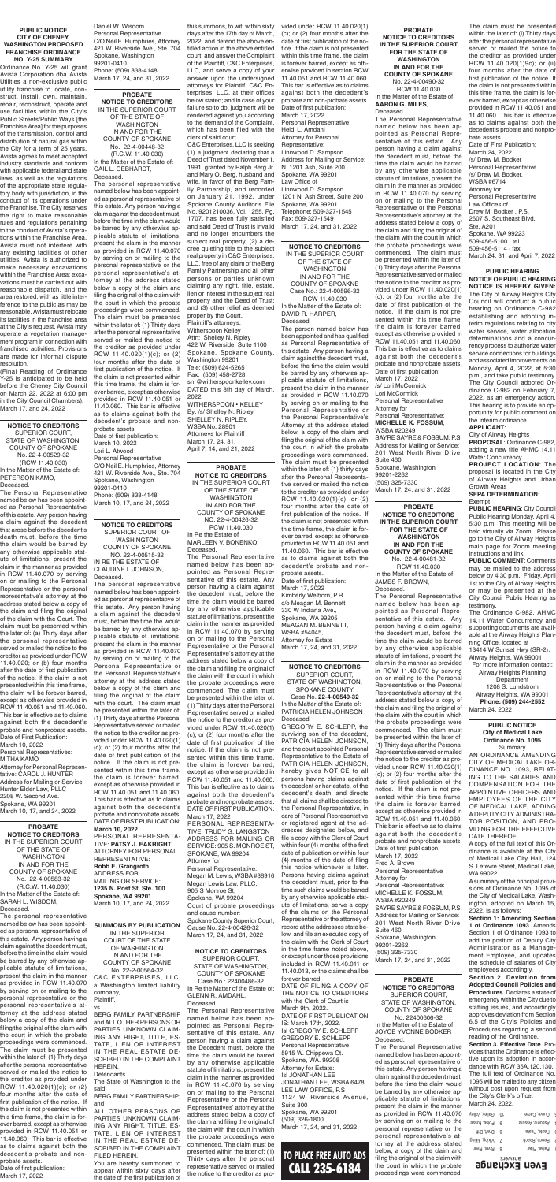**PUBLIC NOTICE CITY OF CHENEY, WASHINGTON PROPOSED FRANCHISE ORDINANCE NO. Y-25 SUMMARY**

Ordinance No. Y-25 will grant Avista Corporation dba Avista Utilities a non-exclusive public utility franchise to locate, construct, install, own, maintain, repair, reconstruct, operate and use facilities within the City's Public Streets/Public Ways [the Franchise Area] for the purposes of the transmission, control and distribution of natural gas within the City for a term of 25 years. Avista agrees to meet accepted industry standards and conform with applicable federal and state laws, as well as the regulations of the appropriate state regulatory body with jurisdiction, in the conduct of its operations under the Franchise. The City reserves the right to make reasonable rules and regulations pertaining to the conduct of Avista's operations within the Franchise Area. Avista must not interfere with any existing facilities of other utilities. Avista is authorized to make necessary excavations within the Franchise Area; excavations must be carried out with reasonable dispatch, and the area restored, with as little interference to the public as may be reasonable. Avista must relocate its facilities in the franchise area at the City's request. Avista may operate a vegetation management program in connection with franchised activities. Provisions are made for informal dispute resolution.

(Final Reading of Ordinance Y-25 is anticipated to be held before the Cheney City Council on March 22, 2022 at 6:00 pm in the City Council Chambers).

March 17, 24, 2022

**NOTICE TO CREDITORS**
SUPERIOR COURT, STATE OF WASHINGTON, COUNTY OF SPOKANE
No. 22-4-00529-32
(RCW 11.40.030)
In the Matter of the Estate of:
PETERSON KAMO,
Deceased.

The Personal Representative named below has been appointed as Personal Representative of this estate. Any person having a claim against the decedent that arose before the decedent's death must, before the time the claim would be barred by any otherwise applicable statute of limitations, present the claim in the manner as provided in RCW 11.40.070 by serving on or mailing to the Personal Representative or the personal representative's attorney at the address stated below a copy of the claim and filing the original of the claim with the Court. The claim must be presented within the later of: (a) Thirty days after the personal representative served or mailed the notice to the creditor as provided under RCW 11.40.020; or (b) four months after the date of first publication of the notice. If the claim is not presented within this time frame, the claim will be forever barred, except as otherwise provided in RCW 11.40.051 and 11.40.060. This bar is effective as to claims against both the decedent's probate and nonprobate assets.
Date of First Publication:
March 10, 2022
Personal Representatives:
MITHA KAMO
Attorney for Personal Representative: CAROL J. HUNTER
Address for Mailing or Service:
Hunter Elder Law, PLLC
2208 W. Second Ave
Spokane, WA 99201
March 10, 17, and 24, 2022

**PROBATE NOTICE TO CREDITORS**
IN THE SUPERIOR COURT OF THE STATE OF WASHINGTON IN AND FOR THE COUNTY OF SPOKANE
No. 22-4-00583-32
(R.C.W. 11.40.030)
In the Matter of the Estate of:
SARAH L. WISDOM,
Deceased.

The personal representative named below has been appointed as personal representative of this estate. Any person having a claim against the decedent must, before the time the claim would be barred by any otherwise applicable statute of limitations, present the claim in the manner as provided in RCW 11.40.070 by serving on or mailing to the personal representative or the personal representative's attorney at the address stated below a copy of the claim and filing the original of the claim with the court in which the probate proceedings were commenced. The claim must be presented within the later of: (1) Thirty days after the personal representative served or mailed the notice to the creditor as provided under RCW 11.40.020(1)(c); or (2) four months after the date of first publication of the notice. If the claim is not presented within this time frame, the claim is forever barred, except as otherwise provided in RCW 11.40.051 or 11.40.060. This bar is effective as to claims against both the decedent's probate and nonprobate assets.
Date of first publication:
March 17, 2022
Daniel W. Wisdom
Personal Representative
C/O Neil E. Humphries, Attorney
421 W. Riverside Ave., Ste. 704
Spokane, Washington
99201-0410
Phone: (509) 838-4148
March 17, 24, and 31, 2022

**PROBATE NOTICE TO CREDITORS**
IN THE SUPERIOR COURT OF THE STATE OF WASHINGTON IN AND FOR THE COUNTY OF SPOKANE
No. 22-4-00448-32
(R.C.W. 11.40.030)
In the Matter of the Estate of:
GAIL L. GEBHARDT,
Deceased.

The personal representative named below has been appointed as personal representative of this estate. Any person having a claim against the decedent must, before the time the claim would be barred by any otherwise applicable statute of limitations, present the claim in the manner as provided in RCW 11.40.070 by serving on or mailing to the personal representative or the personal representative's attorney at the address stated below a copy of the claim and filing the original of the claim with the court in which the probate proceedings were commenced. The claim must be presented within the later of: (1) Thirty days after the personal representative served or mailed the notice to the creditor as provided under RCW 11.40.020(1)(c); or (2) four months after the date of first publication of the notice. If the claim is not presented within this time frame, the claim is forever barred, except as otherwise provided in RCW 11.40.051 or 11.40.060. This bar is effective as to claims against both the decedent's probate and nonprobate assets.
Date of first publication:
March 10, 2022
Lori L. Atwood
Personal Representative
C/O Neil E. Humphries, Attorney
421 W. Riverside Ave., Ste. 704
Spokane, Washington
99201-0410
Phone: (509) 838-4148
March 10, 17, 24, 2022

**NOTICE TO CREDITORS**
SUPERIOR COURT OF WASHINGTON COUNTY OF SPOKANE
NO. 22-4-00515-32
IN RE THE ESTATE OF CLAUDINE I. JOHNSON,
Deceased.

The personal representative named below has been appointed as personal representative of this estate. Any person having a claim against the decedent must, before the time the claim would be barred by any otherwise applicable statute of limitations, present the claim in the manner as provided in RCW 11.40.070 by serving on or mailing to the Personal Representative or the Personal Representative's attorney at the address stated below a copy of the claim and filing the original of the claim with the court. The claim must be presented within the later of: (1) Thirty days after the Personal Representative served or mailed the notice to the creditor as provided under RCW 11.40.020(1)(c); or (2) four months after the date of first publication of the notice. If the claim is not presented within this time frame, the claim is forever barred, except as otherwise provided in RCW 11.40.051 and 11.40.060. This bar is effective as to claims against both the decedent's probate and nonprobate assets.
DATE OF FIRST PUBLICATION:
**March 10, 2022**
PERSONAL REPRESENTATIVE: **PATSY J. EAKRIGHT**
ATTORNEY FOR PERSONAL REPRESENTATIVE
**Robb E. Grangroth**
ADDRESS FOR MAILING OR SERVICE:
**1235 N. Post St. Ste. 100**
**Spokane, WA 99201**
March 10, 17, and 24, 2022

**SUMMONS BY PUBLICATION**
IN THE SUPERIOR COURT OF THE STATE OF WASHINGTON IN AND FOR THE COUNTY OF SPOKANE
No. 22-2-00564-32
C&C ENTERPRISES, LLC, a Washington limited liability company,
Plaintiff,
vs.
BERG FAMILY PARTNERSHIP and ALL OTHER PERSONS OR PARTIES UNKNOWN CLAIMING ANY RIGHT, TITLE, ESTATE, LIEN OR INTEREST IN THE REAL ESTATE DESCRIBED IN THE COMPLAINT HEREIN,
Defendants.
The State of Washington to the said:
BERG FAMILY PARTNERSHIP; and
ALL OTHER PERSONS OR PARTIES UNKNOWN CLAIMING ANY RIGHT, TITLE, ESTATE, LIEN OR INTEREST IN THE REAL ESTATE DESCRIBED IN THE COMPLAINT FILED HEREIN.
You are hereby summoned to appear within sixty days after the date of the first publication of this summons, to wit, within sixty days after the 17th day of March, 2022, and defend the above entitled action in the above entitled court, and answer the Complaint of the Plaintiff, C&C Enterprises, LLC, and serve a copy of your answer upon the undersigned attorneys for Plaintiff, C&C Enterprises, LLC, at their offices below stated; and in case of your failure so to do, judgment will be rendered against you according to the demand of the Complaint, which has been filed with the clerk of said court.
C&C Enterprises, LLC is seeking (1) a judgment declaring that a Deed of Trust dated November 1, 1991, granted by Ralph Berg Jr. and Mary O. Berg, husband and wife, in favor of the Berg Family Partnership, and recorded on January 21, 1992, under Spokane County Auditor's File No. 9201210026. Vol. 1255, Pg. 1707, has been fully satisfied and said Deed of Trust is invalid and no longer encumbers the subject real property. (2) a decree quieting title to the subject real property in C&C Enterprises, LLC, free of any claim of the Berg Family Partnership and all other persons or parties unknown claiming any right, title, estate, lien or interest in the subject real property and the Deed of Trust; and (3) other relief as deemed proper by the Court.
Plaintiff's attorneys:
Witherspoon Kelley
Attn: Shelley N. Ripley
422 W. Riverside, Suite 1100
Spokane, Spokane County, Washington 99201
Tele: (509) 624-5265
Fax: (509) 458-2728
snr@witherspoonkelley.com
DATED this 8th day of March, 2022.
WITHERSPOON • KELLEY
By: /s/ Shelley N. Ripley
SHELLEY N. RIPLEY,
WSBA No. 28901
Attorneys for Plaintiff
March 17, 24, 31,
April 7, 14, and 21, 2022

**PROBATE NOTICE TO CREDITORS**
IN THE SUPERIOR COURT OF THE STATE OF WASHINGTON IN AND FOR THE COUNTY OF SPOKANE
NO. 22-4-00426-32
RCW 11.40.030
In Re the Estate of
MARLEEN V. BONENKO,
Deceased.

The Personal Representative named below has been appointed as Personal Representative of this estate. Any person having a claim against the decedent must, before the time the claim would be barred by any otherwise applicable statute of limitations, present the claim in the manner as provided in RCW 11.40.070 by serving on or mailing to the Personal Representative or the Personal Representative's attorney at the address stated below a copy of the claim and filing the original of the claim with the court in which the probate proceedings were commenced. The claim must be presented within the later of: (1) Thirty days after the Personal Representative served or mailed the notice to the creditor as provided under RCW 11.40.020(1)(c); or (2) four months after the date of first publication of the notice. If the claim is not presented within this time frame, the claim is forever barred, except as otherwise provided in RCW 11.40.051 and 11.40.060. This bar is effective as to claims against both the decedent's probate and nonprobate assets.
DATE OF FIRST PUBLICATION:
March 17, 2022
PERSONAL REPRESENTATIVE: TRUDY G. LANGSTON
ADDRESS FOR MAILING OR SERVICE: 905 S. MONROE ST, SPOKANE, WA 99204
Attorney for
Personal Representative:
Megan M. Lewis, WSBA #38916
Megan Lewis Law, PLLC,
905 S Monroe St.,
Spokane, WA 99204
Court of probate proceedings and cause number:
Spokane County Superior Court, Cause No. 22-4-00426-32
March 17, 24, and 31, 2022

**NOTICE TO CREDITORS**
SUPERIOR COURT, STATE OF WASHINGTON, COUNTY OF SPOKANE
Case No.: 22400486-32
In Re the Matter of the Estate of:
GLENN R. AMDAHL,
Deceased.

The Personal Representative named below has been appointed as Personal Representative of this estate. Any person having a claim against the Decedent must, before the time the claim would be barred by any otherwise applicable statute of limitations, present the claim in the manner as provided in RCW 11.40.070 by serving on or mailing to the Personal Representative or the Personal Representatives' attorney at the address stated below a copy of the claim and filing the original of the claim with the court in which the probate proceedings were commenced. The claim must be presented within the later of: (1) Thirty days after the personal representative served or mailed the notice to the creditor as provided under RCW 11.40.020(1)(c); or (2) four months after the date of first publication of the notice. If the claim is not presented within this time frame, the claim is forever barred, except as otherwise provided in RCW 11.40.051 and 11.40.060. This bar is effective as to claims against both the decedent's probate and non-probate assets.
Date of first publication:
March 17, 2022
Personal Representative:
Heidi L. Amdahl
Attorney for Personal Representative:
Linnwood D. Sampson
Address for Mailing or Service:
N. 1201 Ash, Suite 200
Spokane, WA 99201
Law Office of
Linnwood D. Sampson
1201 N. Ash Street, Suite 200
Spokane, WA 99201
Telephone: 509-327-1545
Fax: 509-327-1549
March 17, 24, and 31, 2022

**NOTICE TO CREDITORS**
IN THE SUPERIOR COURT OF THE STATE OF WASHINGTON IN AND FOR THE COUNTY OF SPOKANE
Case No.: 22-4-00596-32
RCW 11.40.030
In the Matter of the Estate of:
DAVID R. HARPER,
Deceased.

The person named below has been appointed and has qualified as Personal Representative of this estate. Any person having a claim against the decedent must, before the time the claim would be barred by any otherwise applicable statute of limitations, present the claim in the manner as provided in RCW 11.40.070 by serving on or mailing to the Personal Representative or the Personal Representative's Attorney at the address stated below, a copy of the claim and filing the original of the claim with the court in which the probate proceedings were commenced. The claim must be presented within the later of: (1) thirty days after the Personal Representative served or mailed the notice to the creditor as provided under RCW 11.40.020(1)(c); or (2) four months after the date of first publication of the notice. If the claim is not presented within this time frame, the claim is forever barred, except as otherwise provided in RCW 11.40.051 and 11.40.060. This bar is effective as to claims against both the decedent's probate and non-probate assets.
Date of first publication:
March 17, 2022
Kimberly Welborn, P.R.
c/o Meagan M. Bennett
330 W Indiana Ave.,
Spokane, WA 99205
MEAGAN M. BENNETT,
WSBA #54045,
Attorney for Estate
March 17, 24, and 31, 2022

**NOTICE TO CREDITORS**
SUPERIOR COURT, STATE OF WASHINGTON, SPOKANE COUNTY
Case No. **22-4-00549-32**
In the Matter of the Estate of:
PATRICIA HELEN JOHNSON
Deceased.
GREGORY E. SCHLEPP, the surviving son of the decedent, PATRICIA HELEN JOHNSON, and the court appointed Personal Representative to the Estate of PATRICIA HELEN JOHNSON, hereby gives NOTICE to all persons having claims against the decedent or her estate, of the decedent's death, and directs that all claims shall be directed to the Personal Representative, in care of Personal Representative or registered agent at the addresses designated below, and file a copy with the Clerk of Court within four (4) months of the first date of publication or within four (4) months of the date of filing this notice whichever is later. Persons having claims against the decedent must, prior to the time such claims would be barred by any otherwise applicable statute of limitations, serve a copy of the claims on the Personal Representative or the attorney of record at the addresses state below, and file an executed copy of the claim with the Clerk of Court in the time frame noted above, or except under those provisions included in RCW 11.40.011 or 11.40.013, or the claims shall be forever barred.
DATE OF FILING A COPY OF THE NOTICE TO CREDITORS with the Clerk of Court is March 9th, 2022.
DATE OF FIRST PUBLICATION IS: March 17th, 2022.
Isl GREGORY E. SCHLEPP
GREGORY E. SCHLEPP
Personal Representative
5915 W. Chippewa Ct.
Spokane, WA. 99208
Attorney for Estate:
Isl JONATHAN LEE
JONATHAN LEE, WSBA 6478
LEE LAW OFFICE, P.S.
1124 W. Riverside Avenue, Suite 300
Spokane, WA 99201
(509) 326-1800
March 17, 24, and 31, 2022

**TO PLACE FREE AUTO ADS CALL 235-6184**

**PROBATE NOTICE TO CREDITORS IN THE SUPERIOR COURT FOR THE STATE OF WASHINGTON IN AND FOR THE COUNTY OF SPOKANE**
No. 22-4-00490-32
RCW 11.40.030
In the Matter of the Estate of
**AARON G. MILES**,
Deceased.

The Personal Representative named below has been appointed as Personal Representative of this estate. Any person having a claim against the decedent must, before the time the claim would be barred by any otherwise applicable statute of limitations, present the claim in the manner as provided in RCW 11.40.070 by serving on or mailing to the Personal Representative or the Personal Representative's attorney at the address stated below a copy of the claim and filing the original of the claim with the court in which the probate proceedings were commenced. The claim must be presented within the later of: (1) Thirty days after the Personal Representative served or mailed the notice to the creditor as provided under RCW 11.40.020(1)(c); or (2) four months after the date of first publication of the notice. If the claim is not presented within this time frame, the claim is forever barred, except as otherwise provided in RCW 11.40.051 and 11.40.060. This bar is effective as to claims against both the decedent's probate and nonprobate assets.
Date of first publication:
March 17, 2022
/s/ Lori McCormick
Lori McCormick
Attorney for
Personal Representative:
**MICHELLE K. FOSSUM**,
WSBA #20249
SAYRE SAYRE & FOSSUM, P.S.
Address for Mailing or Service:
201 West North River Drive, Suite 460
Spokane, Washington
99201-2262
(509) 325-7330
March 17, 24 and 31, 2022

**PROBATE NOTICE TO CREDITORS IN THE SUPERIOR COURT FOR THE STATE OF WASHINGTON IN AND FOR THE COUNTY OF SPOKANE**
No. 22-4-00481-32
RCW 11.40.030
In the Matter of the Estate of
JAMES F. BROWN,
Deceased.

The Personal Representative named below has been appointed as Personal Representative of this estate. Any person having a claim against the decedent must, before the time the claim would be barred by any otherwise applicable statute of limitations, present the claim in the manner as provided in RCW 11.40.070 by serving on or mailing to the Personal Representative or the Personal Representative's attorney at the address stated below a copy of the claim and filing the original of the claim with the court in which the probate proceedings were commenced. The claim must be presented within the later of: (1) Thirty days after the Personal Representative served or mailed the notice to the creditor as provided under RCW 11.40.020(1)(c); or (2) four months after the date of first publication of the notice. If the claim is not presented within this time frame, the claim is forever barred, except as otherwise provided in RCW 11.40.051 and 11.40.060. This bar is effective as to claims against both the decedent's probate and nonprobate assets.
Date of first publication:
March 17, 2022
Fred A. Brown
Personal Representative
Attorney for
Personal Representative:
MICHELLE K. FOSSUM,
WSBA #20249
SAYRE SAYRE & FOSSUM, P.S.
Address for Mailing or Service:
201 West North River Drive, Suite 460
Spokane, Washington
99201-2262
(509) 325-7330
March 17, 24 and 31, 2022

**PROBATE NOTICE TO CREDITORS**
SUPERIOR COURT, STATE OF WASHINGTON, COUNTY OF SPOKANE
No. 22400606-32
In the Matter of the Estate of
JOYCE YVONNE BODKER
Deceased.

The Personal Representative named below has been appointed as personal representative of this estate. Any person having a claim against the decedent must, before the time the claim would be barred by any otherwise applicable statute of limitations, present the claim in the manner as provided in RCW 11.40.070 by serving on or mailing to the personal representative or the personal representative's attorney at the address stated below, a copy of the claim and filing the original of the claim with the court in which the probate proceedings were commenced. The claim must be presented within the later of: (i) Thirty days after the personal representative served or mailed the notice to the creditor as provided under RCW 11.40.020(1)(c); or (ii) four months after the date of first publication of the notice. If the claim is not presented within this time frame, the claim is forever barred, except as otherwise provided in RCW 11.40.051 and 11.40.060. This bar is effective as to claims against both the decedent's probate and nonprobate assets.
Date of First Publication:
March 24, 2022
/s/ Drew M. Bodker
Personal Representative
/s/ Drew M. Bodker,
WSBA #6714
Attorney for
Personal Representative
Law Offices of
Drew M. Bodker , P.S.
2607 S. Southeast Blvd.
Ste. A201
Spokane, WA 99223
509-456-5100 · tel.
509-456-5114 · fax
March 24, 31, and April 7, 2022

**PUBLIC HEARING NOTICE OF PUBLIC HEARING NOTICE IS HEREBY GIVEN:** The City of Airway Heights City Council will conduct a public hearing on Ordinance C-982 establishing and adopting interim regulations relating to city water service, water allocation determinations and a concurrency process to authorize water service connections for buildings and associated improvements on Monday, April 4, 2022, at 5:30 p.m., and take public testimony. The City Council adopted Ordinance C-982 on February 7, 2022, as an emergency action. This hearing is to provide an opportunity for public comment on the interim ordinance.
**APPLICANT:**
City of Airway Heights
**PROPOSAL:** Ordinance C-982, adding a new title AHMC 14.11 Water Concurrency
**PROJECT LOCATION:** The proposal is located in the City of Airway Heights and Urban Growth Areas
**SEPA DETERMINATION:**
Exempt
**PUBLIC HEARING:** City Council Public Hearing Monday, April 4, 5:30 p.m. This meeting will be held virtually via Zoom. Please go to the City of Airway Heights main page for Zoom meeting instructions and link.
**PUBLIC COMMENT:** Comments may be mailed to the address below by 4:30 p.m., Friday, April 1st to the City of Airway Heights or may be presented at the City Council Public Hearing as testimony.
The Ordinance C-982, AHMC 14.11 Water Concurrency and supporting documents are available at the Airway Heights Planning Office, located at
13414 W Sunset Hwy (SR-2),
Airway Heights, WA 99001
For more information contact:
Airway Heights Planning Department
1208 S. Lundstrom
Airway Heights, WA 99001
**Phone: (509) 244-2552**
March 24, 2022

**PUBLIC NOTICE City of Medical Lake Ordinance No. 1095**
Summary
AN ORDINANCE AMENDING CITY OF MEDICAL LAKE ORDINANCE NO. 1093, RELATING TO THE SALARIES AND COMPENSATION FOR THE APPOINTIVE OFFICERS AND EMPLOYEES OF THE CITY OF MEDICAL LAKE, ADDING A DEPUTY CITY ADMINISTRATOR POSITION, AND PROVIDING FOR THE EFFECTIVE DATE THEREOF.
A copy of the full text of this Ordinance is available at the City of Medical Lake City Hall, 124 S. Lefevre Street, Medical Lake, WA 99022.
A summary of the principal provisions of Ordinance No. 1095 of the City of Medical Lake, Washington, adopted on March 15, 2022, is as follows:
**Section 1: Amending Section 1 of Ordinance 1093.** Amends Section 1 of Ordinance 1093 to add the position of Deputy City Administrator as a Management Employee, and updates the schedule of salaries of City employees accordingly.
**Section 2. Deviation from Adopted Council Policies and Procedures.** Declares a state of emergency within the City due to staffing issues, and accordingly approves deviation from Section 6.5 of the City's Policies and Procedures regarding a second reading of the Ordinance.
**Section 3. Effective Date.** Provides that the Ordinance is effective upon its adoption in accordance with RCW 35A.120.130.
The full text of Ordinance No. 1095 will be mailed to any citizen without cost upon request from the City's Clerk's office.
March 24, 2022.

**Even Exchange**
ANSWERS
1. Polar, Pole
2. Beach, Beech
3. Assure, Assume
4. Curve, Cave
5. Parks, Pasta
6. Viking, Being
7. Draft, Dish
8. Prose, Pose
9. Daisy, Valley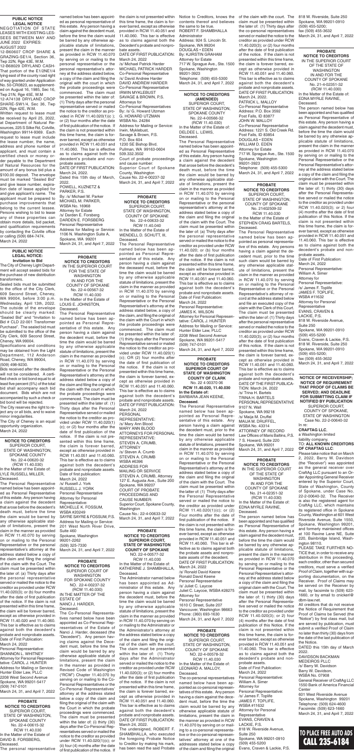## PUBLIC NOTICE
### LEGAL NOTICE

NEGOTIATION OF STATE LEASES WITH EXISTING LESSEES BETWEEN MAY AND JUNE 2022 EXPIRES: AUGUST 2022

12-B60607 CROP SHARE & GRAZING-SE1/4, Section 36, Twp 22N, Rge 43E, W.M.

12-B68029 DRYLAND CASH-That portion of the E1/2NE1/4 lying east of the county road right of way granted under Application No. 50-CR0823, as supplemented on August 16, 1985, Sec 16, Twp 21N, Rge 45E, W.M.

12-A74139 DRYLAND CROP SHARE-SW1/4, Sec 36, Twp 22N, Rge 42E, W.M.

Written request to lease must be received by April 25, 2022, at Department of Natural Resources, 225 S Silke Rd, Colville, Washington 99114-9369. Each request to lease must include the lease number, the name, address and phone number of applicant, and must contain a certified check or money order payable to the Department of Natural Resources for the amount of any bonus bid plus a $100.00 deposit. The envelope must be marked "Sealed Bid" and give lease number, expiration date of lease applied for and give applicant's name. The applicant must be prepared to purchase improvements that belong to the current lessee. Persons wishing to bid to lease any of these properties can obtain more details, bid packet, and qualification requirements by contacting the Colville office or calling (509) 684-7474.

March 24, 2022

## PUBLIC NOTICE LEGAL NOTICE:
### Invitation to Bid

The City of Cheney Light Department will accept sealed bids for the purchase of new distribution transformers.

Sealed bids must be submitted to the office of the City Clerk, 609 Second Street, Cheney, WA 99004, before 3:00 p.m. Wednesday, April 13th, 2022. The outside of the envelope should be clearly marked: "Sealed Bid" and "Invitation to Bid # CLD 22-001 "Transformer Purchase". The sealed bid must be submitted to the office of the City Clerk, 609 Second Street, Cheney, WA 99004.

Specifications and conditions may be obtained from the Light Department, 112 Anderson Road, Cheney, WA 99004, (509) 498-9230.

Bids received after the deadline will not be considered. A certified check or bid bond equal to at least five percent (5%) of the total bid shall accompany each bid document. Bids which are not accompanied by such a check or bid bond will be rejected.

The City reserves the right to reject any or all bids, and to waive minor irregularities.

The City of Cheney is an equal opportunity organization.

March 24, 2022

## NOTICE TO CREDITORS

SUPERIOR COURT, STATE OF WASHINGTON, SPOKANE COUNTY

No. 22-4-00620-32 (RCW 11.40.030)

In the Matter of the Estate of: LYLE RUSSELL MILLER, Deceased.

The Personal Representative named below has been appointed as Personal Representative of this estate. Any person having a claim against the decedent that arose before the decedent's death must, before the time the claim would be barred by any otherwise applicable statute of limitations, present the claim in the manner as provided in RCW 11.40.070 by serving on or mailing to the Personal Representative or the personal representative's attorney at the address stated below a copy of the claim and filing the original of the claim with the Court. The claim must be presented within the later of: (a) Thirty days after the personal representative served or mailed the notice to the creditor as provided under RCW 11.40.020(3); or (b) four months after the date of first publication of the notice. If the claim is not presented within this time frame, the claim will be forever barred, except as otherwise provided in RCW 11.40.020 and 11.40.060. This bar is effective as to claims against both the decedent's probate and nonprobate assets.

Date of First Publication: March 24, 2022

Personal Representative: SHANNON L. WHITNEY

Attorney for Personal Representative: CAROL J. HUNTER

Address for Mailing or Service: Hunter Elder Law, PLLC 2208 West Second Avenue Spokane, WA 99201-5417 (509) 747-0101

March 24, 31, and April 7, 2022

## PROBATE NOTICE TO CREDITORS

SUPERIOR COURT, STATE OF WASHINGTON, SPOKANE COUNTY

No. 22-4-00615-32 RCW 11.40.030

In the Matter of the Estate of DAVID B. FORSBERG, Deceased.

The personal representative named below has been appointed as personal representative of this estate. Any person having a claim against the decedent must, before the time the claim would be barred by any otherwise applicable statute of limitations, present the claim in the manner as provided in RCW 11.40.070 by serving on or mailing to the personal representative or the personal representative's attorney at the address stated below, a copy of the claim and filing the original with the court in which the probate proceedings were commenced. The claim must be presented within the later of: (1) Thirty days after the personal representative served or mailed the notice to the creditor as provided in RCW 11.40.020(1)(c); or (2) four months after the date of first publication of the notice. If the claim is not presented within this time frame, the claim is forever barred, except as otherwise provided in RCW 11.40.051 and 11.40.060. This bar is effective as to claims against both the decedent's probate and nonprobate assets.

DATE OF FIRST PUBLICATION: March 24, 2022.

Dated this 15th day of March, 2022.

POWELL, KUZNETZ & PARKER, P.S.

By: /s/ Michael M. Parker

MICHAEL M. PARKER, WSBA No. 16968

Attorney for Estate

/s/ Darden E. Forsberg

DARDEN E. FORSBERG

Personal Representative

Address for Mailing or Service: 1106 N. Washington Suite A, Spokane, WA 99201

March 24, 31, and April 7, 2022

## PROBATE NOTICE TO CREDITORS

IN THE SUPERIOR COURT FOR THE STATE OF WASHINGTON IN AND FOR THE COUNTY OF SPOKANE

No. 22-4-00567-32 RCW 11.40.030

In the Matter of the Estate of: LOUIS E. JOHNSTON, Deceased.

The Personal Representative named below has been appointed as Personal Representative of this estate. Any person having a claim against the decedent must, before the time the claim would be barred by any otherwise applicable statute of limitations, present the claim in the manner as provided in RCW 11.40.070 by serving on or mailing to the Personal Representative or the Personal Representative's attorney at the address stated below a copy of the claim and filing the original of the claim with the court in which the probate proceedings were commenced. The claim must be presented within the later of: (1) Thirty days after the Personal Representative served or mailed the notice to the creditor as provided under RCW 11.40.020(1)(c); or (2) four months after the date of first publication of the notice. If the claim is not presented within this time frame, the claim is forever barred, except as otherwise provided in RCW 11.40.051 and 11.40.060. This bar is effective as to claims against both the decedent's probate and nonprobate assets.

Date of first publication: March 24, 2022

/s/ Russell J. York

RUSSELL J. YORK

Personal Representative

Attorney for Personal Representative:

MICHELLE K. FOSSUM, WSBA #20249

SAYRE SAYRE & FOSSUM, P.S.

Address for Mailing or Service: 201 West North River Drive, Suite 460 Spokane, Washington 99201-2262

(509) 325-7330

March 24, 31, and April 7, 2022

## PROBATE NOTICE TO CREDITORS

SUPERIOR COURT OF WASHINGTON FOR SPOKANE COUNTY

NO. 22-4-00237-32 (RCW 11.40.030)

IN THE MATTER OF THE ESTATE OF NANCI J. HARDER, Deceased.

The Co-Personal Representatives named below have been appointed as Co-Personal Representatives of the Estate of Nanci J. Harder, deceased (the "Decedent"). Any person having claims against the Decedent must, before the time the claim would be barred by any otherwise applicable statute of limitations, present the claim in the manner as provided in Revised Code of Washington ("RCW") Chapter 11.40.070 by serving on or mailing to the Co-Personal Representatives or the Co-Personal Representatives' attorney at the address stated below a copy of the claim and filing the original of the claim with the Court in which the probate proceedings were commenced. The claim must be presented within the later of: (i) thirty (30) days after the Co-Personal Representatives served or mailed the notice to the creditor as provided under RCW 11.40.020(1)(c); or (ii) four (4) months after the date of first publication of the notice. If the claim is not presented within this time frame, the claim is forever barred, except as otherwise provided in RCW 11.40.051 and 11.40.060. This bar is effective as to claims against both the Decedent's probate and nonprobate assets.

DATE OF FIRST PUBLICATION: March 24, 2022

/s/ Michael Patrick Harder

MICHAEL PATRICK HARDER

Co-Personal Representative

/s/ David Andrew Harder

DAVID ANDREW HARDER

Co-Personal Representative

IRWIN MYKLEBUST SAVAGE & BROWN, P.S.

Attorneys for Co-Personal Representatives

By: /s/ G. Howard Utzman

G. HOWARD UTZMAN

WSBA No. 24284

Address for Mailing or Service: Irwin, Myklebust, Savage & Brown, P.S. P.O. Box 604 1230 SE Bishop Blvd. Pullman, WA 99163-0604 509.332.3502

Court of probate proceedings and cause number: Superior Court of Spokane County, Washington Cause No. 22-4-00237-32

March 24, 31, and April 7, 2022

## PROBATE NOTICE TO CREDITORS

SUPERIOR COURT, STATE OF WASHINGTON, COUNTY OF SPOKANE

No. 22-4-00633-32 RCW 11.40.040

In the Matter of the Estate of WENDELL D. SCHUTT, III, Deceased.

The Personal Representative named below has been appointed as Personal Representative of this estate. Any person having a claim against the deceased must, before the time the claim would be barred by any otherwise applicable statute of limitations, present the claim in the manner as provided in RCW 11.40.070 by serving on or mailing to the Personal Representative or the Personal Representative's attorney at the address stated below a copy of the claim, and filing the original of the claim with the Court in which the probate proceedings were commenced. The claim must be presented within the later of: (1) thirty days after the Personal Representative served or mailed the notice to the creditor as provided under RCW 11.40.020(1)(c); OR (2) four months after the date of first publication of the notice. If the claim is not presented within this time frame, the claim is forever barred, except as otherwise provided in RCW 11.40.051 and 11.40.060. This bar is effective as to claims against both the decedent's probate and nonprobate assets.

DATE OF FIRST PUBLICATION: March 24, 2022

PERSONAL REPRESENTATIVE:

/s/ Mary Ann Blood

MARY ANN BLOOD

ATTORNEYS FOR PERSONAL REPRESENTATIVE:

STEVEN A. CRUMB, ATTORNEY

/s/ Steven A. Crumb

STEVEN A. CRUMB

WSBA #6396

ADDRESS FOR MAILING OR SERVICE

STEVEN A. CRUMB, Attorney

127 E. Augusta Ave., Suite 200 Spokane, WA 99207

COURT OF PROBATE PROCEEDINGS AND CAUSE NUMBER: Superior Court, Spokane County, Washington

Cause No.: 22-4-00633-32

March 24, 31, and April 7, 2022

## PROBATE NOTICE TO CREDITORS SUPERIOR COURT, STATE OF WASHINGTON COUNTY OF SPOKANE

NO. 22-4-00577-32 RCW 11.40.030

In the Matter of the Estate of KATHERINE J. SHAMBHALLA, Deceased.

The Administrator named below has been appointed as Administrator of this estate. Any person having a claim against the decedent must, before the time the claim would be barred by any otherwise applicable statute of limitations, present the claim in the manner as provided in RCW 11.40.070 by serving on or mailing to the Administrator or the Administrator's attorney at the address stated below a copy of the claim and filing the original of the claim with the court. The claim must be presented within the later of: (1) Thirty days after the Administrator served or mailed the notice to the creditor as provided under RCW 11.40.020(3); or (2) four months after the date of first publication of the notice. If the claim is not presented within this time frame, the claim is forever barred, except as otherwise provided in RCW 11.40.051 and 11.40.060. This bar is effective as to claims against both the decedent's probate and nonprobate assets.

DATE OF FIRST PUBLICATION: March 24, 2022.

The undersigned, ROBERT F. SHAMBHALLA, who executed the foregoing Probate Notice to Creditor by making his mark, has been read the said Probate Notice to Creditors, knows the contents thereof and believes the same to be true.

ROBERT F. SHAMBHALLA

Administrator

Address: 924 S. Lincoln St. Spokane, WA 99204

DOUGLAS • EDEN

By: KJIRSTIN GRAHAM

Attorney for Estate

717 W. Sprague Ave., Ste. 1500 Spokane, Washington 99201-3923

Telephone: (509) 455-5300

March 24, 31, and April 7, 2022

## NOTICE TO CREDITORS (AMENDED)

SUPERIOR COURT, STATE OF WASHINGTON, SPOKANE COUNTY

No. 22-4-00566-32 (RCW 11.40.030)

In the Matter of the Estate of: DELDEE L. LEWIS, Deceased.

The Personal Representative named below has been appointed as Personal Representative of this estate. Any person having a claim against the decedent that arose before the decedent's death must, before the time the claim would be barred by any otherwise applicable statute of limitations, present the claim in the manner as provided in RCW 11.40.070 by serving on or mailing to the Personal Representative or the personal representative's attorney at the address stated below a copy of the claim and filing the original of the claim with the Court. The claim must be presented within the later of: (a) Thirty days after the personal representative served or mailed the notice to the creditor as provided under RCW 11.40.020; or (b) four months after the date of first publication of the notice. If the claim is not presented within this time frame, the claim will be forever barred, except as otherwise provided in RCW 11.40.051 and 11.40.060. This bar is effective as to claims against both the decedent's probate and nonprobate assets.

Date of First Publication: March 24, 2022

Personal Representative: JAMES K. WILSON

Attorney for Personal Representative: CAROL J. HUNTER

Address for Mailing or Service: Hunter Elder Law, PLLC 2208 West Second Avenue Spokane, WA 99201-5417 (509) 747-0101

March 24, 31, and April 7, 2022

## PROBATE NOTICE TO CREDITORS SUPERIOR COURT OF STATE OF WASHINGTON COUNTY OF CLARK

No. 22 4 00370 06

**RCW 11.40.020, 11.40.030**

**In the Estate of:** BARBARA JEAN KEENE, **Deceased.**

The Personal Representative named below has been appointed as Personal Representative of this estate. Any person having a claim against the decedent must, prior to the time the claim would be barred by any otherwise applicable statute of limitations, present the claim in the manner as provided in RCW 11.40.070 by serving on or mailing to the Personal Representative or the Personal Representative's attorney at the address stated below a copy of the claim and filing the original of the claim with the Court. The claim must be presented within the later of: (1) Thirty days after the Personal Representative served or mailed the notice to the creditor as provided under RCW 11.40.020(1)(c); or (2) Four months after the date of first publication of the notice. If the claim is not presented within this time frame, the claim is forever barred, except as otherwise provided in RCW 11.40.051 and 11.40.060. This bar is effective as to claims against both the probate assets and nonprobate assets of the decedent.

DATE OF FIRST PUBLICATION: March 24, 2022

/s/ Ronald David Keene

Ronald David Keene

Personal Representative

/s/ Juliet C. Laycoe

Juliet C. Laycoe, WSBA #28275

Attorney for Personal Representative

1610 C Street, Suite 207 Vancouver, Washington 98663

Phone: (360) 693-1630

March 24, 31, and April 7, 2022

## PROBATE NOTICE TO CREDITORS

SUPERIOR COURT, STATE OF WASHINGTON, COUNTY OF SPOKANE

NO. 22-4-00578-32 RCW 11.40.030

In the Matter of the Estate of: LEONARD A. MALLOY, Deceased.

The co-personal representatives named below have been appointed as co-personal representatives of this estate. Any person having a claim against the decedent must, before the time the claim would be barred by any otherwise applicable statute of limitations, present the claim in the manner as provided in RCW 11.40.070 by serving on or mailing to a co-personal representative or the co-personal representatives' attorney at one of the addresses stated below a copy of the claim and filing the original of the claim with the court. The claim must be presented within the later of: (1) Thirty days after the co-personal representatives served or mailed the notice to the creditor as provided under RCW 11.40.020(3); or (2) four months after the date of first publication of the notice. If the claim is not presented within this time frame, the claim is forever barred, except as otherwise provided in RCW 11.40.051 and 11.40.060. This bar is effective as to claims against both the decedent's probate and nonprobate assets.

DATE OF FIRST PUBLICATION: March 24, 2022.

PATRICK L. MALLOY

Co-Personal Representative

Address: P.O. Box 3592 Post Falls, ID 83877

JOHN W. MALLOY

Co-Personal Representative

Address: 1221 S. Old Creek Rd. Post Falls, ID 83854

DOUGLAS • EDEN

WILLIAM D. EDEN

Attorney for Estate

717 W. Sprague Ave., Ste. 1500 Spokane, Washington 99201-3923

Telephone: (509) 455-5300

March 24, 31, and April 7, 2022

## PROBATE NOTICE TO CREDITORS

SUPERIOR COURT, STATE OF WASHINGTON, COUNTY OF SPOKANE

No. 22-4-00509-32 RCW 11.40.030

In the Matter of the Estate of STEPHEN CRAIG BARTELS, Deceased.

The Personal Representative named below has been appointed as personal representative of this estate. Any persons having a claim against the decedent must, prior to the time such claim would be barred by any otherwise applicable statute of limitations, present the claim in the manner as provided in RCW 11.40.070 by serving on or mailing to the Personal Representative or the Personal Representative's attorney of record at the address stated below and file an executed copy of the claim with the Clerk of this Court. The claim must be presented within the later of: (1) Thirty days after the personal representative served or mailed the notice to the creditor as provided under RCW 11.40.020(3); or (2) four months after the date of first publication of this notice. If the claim is not presented within this time frame, the claim is forever barred, except as otherwise provided in RCW 11.40.051 and 11.40.060. This bar is effective as to claims against both the decedent's probate and nonprobate assets.

DATE OF THE FIRST PUBLICATION: March 24, 2022

/s/ Trina H. Bartels

TRINA H. BARTELS

PERSONAL REPRESENTATIVE

9107 N. Wall Spokane, WA 99218

/s/ Maija M. Druffel

MAIJA M. DRUFFEL

WSBA No. 43314

ATTORNEY OF RECORD

Law Offices of Maris Baltins, P.S.

7 S. Howard, Suite 220 Spokane, WA 99201

March 24, 31, and April 7, 2022

## PROBATE NOTICE TO CREDITORS

IN THE SUPERIOR COURT OF THE STATE OF WASHINGTON IN AND FOR THE COUNTY OF SPOKANE

No. 21-4-02351-32 (RCW 11.40.030)

In the Matter of the Estate of: EDNA MYRLE RAVINE, Deceased.

The person named below has been appointed and has qualified as Personal Representative of this estate. Any person having a claim against the decedent must, before the time the claim would be barred by any otherwise applicable statute of limitations, present the claim in the manner as provided in RCW 11.40.070 by serving on or mailing to the Personal Representative or the Personal Representative's attorney at the address stated below a copy of the claim and filing the original claim with the Court. The claim must be presented within the later of: 1) thirty (30) days after the Personal Representative served or mailed the notice to the creditor as provided under RCW 11.40.020(3); or 2) four (4) months after the date of first publication of this Notice. If the claim is not presented within this time frame, the claim is forever barred, except as otherwise provided in RCW 11.40.051 and 11.40.060. This bar is effective as to claims against both the decedent's probate and nonprobate assets.

Date of First Publication: March 24, 2022

Personal Representative: William A. Simer

Attorney for Personal Representative:

/s/ James F. Topliff

JAMES F. TOPLIFE, WSBA #11632

Attorney for Personal Representative

EVANS, CRAVEN & LACKIE, P.S.

818 W. Riverside Avenue, Suite 250 Spokane, WA 99201-0910 (509) 455-5200

Evans, Craven & Lackie, P.S. 818 W. Riverside, Suite 250 Spokane, WA 99201-0910 (509) 455-5200; fax (509) 455-3632

March 24, 31, and April 7, 2022

## PROBATE NOTICE TO CREDITORS

IN THE SUPERIOR COURT OF THE STATE OF WASHINGTON IN AND FOR THE COUNTY OF SPOKANE

No. 21-4-02351-32 (RCW 11.40.030)

In the Matter of the Estate of: EDNA MYRLE RAVINE, Deceased.

The person named below has been appointed and has qualified as Personal Representative of this estate. Any person having a claim against the decedent must, before the time the claim would be barred by any otherwise applicable statute of limitations, present the claim in the manner as provided in RCW 11.40.070 by serving on or mailing to the Personal Representative or the Personal Representative's attorney at the address stated below a copy of the claim and filing the original claim with the Court. The claim must be presented within the later of: 1) thirty (30) days after the Personal Representative served or mailed the notice to the creditor as provided under RCW 11.40.020(3); or 2) four (4) months after the date of first publication of this Notice. If the claim is not presented within this time frame, the claim is forever barred, except as otherwise provided in RCW 11.40.051 and 11.40.060. This bar is effective as to claims against both the decedent's probate and nonprobate assets.

Date of First Publication: March 24, 2022

Personal Representative: William A. Simer

Attorney for Personal Representative:

/s/ James F. Toplife

JAMES F. TOPLIFE, WSBA #11632

Attorney for Personal Representative

EVANS, CRAVEN & LACKIE, P.S.

818 W. Riverside Avenue, Suite 250 Spokane, WA 99201-0910 (509) 455-5200

Evans, Craven & Lackie, P.S. 818 W. Riverside, Suite 250 Spokane, WA 99201-0910 (509) 455-5200; fax (509) 455-3632

March 24, 31, and April 7, 2022

## NOTICE OF RECEIVERSHIP; NOTICE OF REQUIREMENT THAT PROOF OF CLAIMS BE SERVED; AND DEADLINE FOR SUBMITTING CLAIM IF NOTIFIED BY PUBLICATION

SUPERIOR COURT, COUNTY OF SPOKANE, STATE OF WASHINGTON

Case No. 22-2-00640-32

In re:

**CRAFTAG LLC,** a Washington limited liability company.

TO: **ALL KNOWN CREDITORS OF CRAFTAG LLC:**

Please take notice that on March 2, 2022, Barry W. Davidson (the "Receiver") was appointed as the general receiver over CraftAg LLC pursuant to an Order Appointing General Receiver entered by the Superior Court, State of Washington, County of Spokane, under Case No. 22-2-00640-32. The Receiver is also the registered agent for CraftAg LLC, which maintains its registered office in Spokane County, Washington at 601 West Riverside Avenue, Suite 1550, Spokane, Washington 99201, and formerly maintained offices at 100 Ravine Lane NE, Suite 220, Bainbridge Island, Washington 98110.

PLEASE TAKE FURTHER NOTICE that, in order to receive any distribution in this proceeding, each creditor, other than secured creditors, must serve a verified Proof of Claim, together with supporting documentation, on the Receiver. Proof of Claims may be served on the Receiver by mail, by facsimile to (509) 623-1660, or by email to cnickerl@dbm-law.net.

All creditors that do not receive the Notice of Requirement that Proof of Claims be Served (the "Notice") by first class mail, but are served by publication, must submit a verified Proof of Claim no later than thirty (30) days from the date of the last publication of the Notice.

DATED this 15th day of March 2022

DAVIDSON BACKMAN MEDEIROS PLLC

/s/ Barry W. Davidson

Barry W. Davidson, WSBA No. 07908

General Receiver of CraftAg LLC

1550 Bank of America Financial Center

601 West Riverside Avenue Spokane, Washington 99201

Telephone: (509) 624-4600

Facsimile: (509) 623-1660

March 24, 31, and April 7, 2022

**TO PLACE FREE AUTO ADS CALL 235-6184**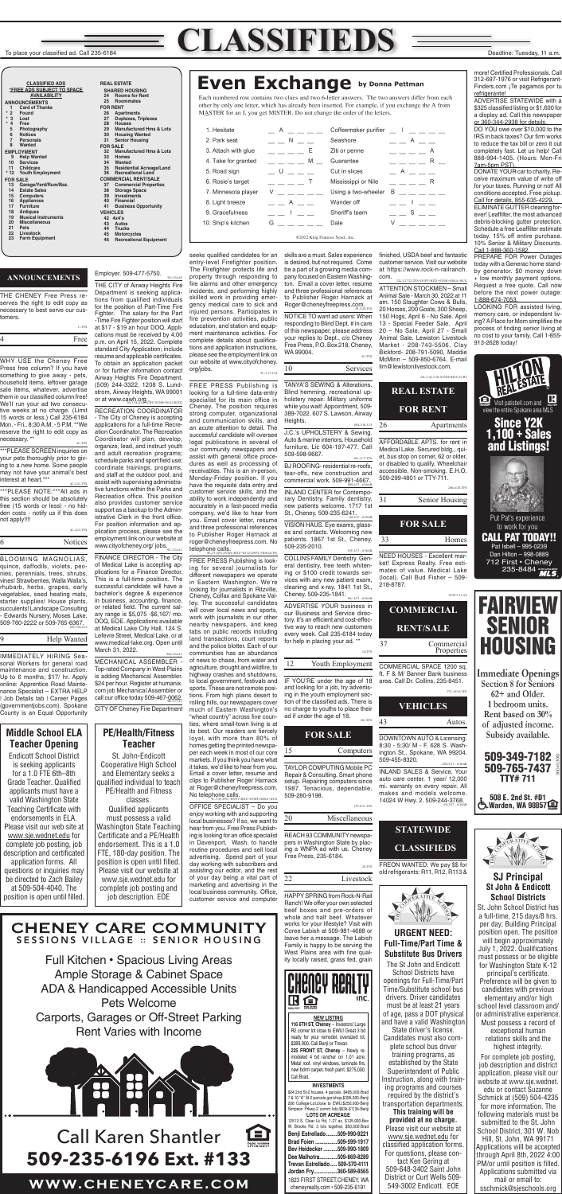# CLASSIFIEDS

To place your classified ad. Call 235-6184

Deadline: Tuesday, 11 a.m.

**CLASSIFIED ADS**
***FREE ADS SUBJECT TO SPACE AVAILABILITY**

**ANNOUNCEMENTS**
- 1 Card of Thanks
- * 2 Found
- * 3 Lost
- * 4 Free
- 5 Photography
- 6 Notices
- 7 Personals
- 8 Wanted

**EMPLOYMENT**
- 9 Help Wanted
- 10 Services
- 11 Childcare
- * 12 Youth Employment

**FOR SALE**
- 13 Garage/Yard/Rum/Baz.
- 14 Estate Sales
- 15 Computers
- 16 Appliances
- 17 Furniture
- 18 Antiques
- 19 Musical Instruments
- 20 Miscellaneous
- 21 Pets
- 22 Livestock
- 23 Farm Equipment

**REAL ESTATE**

**SHARED HOUSING**
- 24 Rooms for Rent
- 25 Roommates

**FOR RENT**
- 26 Apartments
- 27 Duplexes, Triplexes
- 28 Houses
- 29 Manufactured Hms & Lots
- 30 Housing Wanted
- 31 Senior Housing

**FOR SALE**
- 32 Manufactured Hms & Lots
- 33 Homes
- 34 Wanted
- 35 Residential Acreage/Land
- 36 Recreational Land

**COMMERCIAL RENT/SALE**
- 37 Commercial Properties
- 38 Storage Space
- 39 Investments
- 40 Financial
- 41 Business Opportunity

**VEHICLES**
- 42 4x4's
- 43 Autos
- 44 Trucks
- 45 Motorcycles
- 46 Recreational Equipment

## Even Exchange by Donna Pettman

Each numbered row contains two clues and two 6-letter answers. The two answers differ from each other by only one letter, which has already been inserted. For example, if you exchange the A from MASTER for an I, you get MISTER. Do not change the order of the letters.

1. Hesitate _ _ A _ _ _ Coffeemaker purifier _ _ I _ _ _
2. Park seat _ _ N _ _ _ Seashore _ _ _ A _ _
3. Attach with glue _ _ _ _ E _ Ziti or penne _ _ _ _ _ A
4. Take for granted _ _ _ _ M _ Guarantee _ _ _ _ R _
5. Road sign _ _ U _ _ _ Cut in slices _ _ A _ _ _
6. Rosie's target _ _ _ _ _ T Mississippi or Nile _ _ _ _ _ R
7. Minnesota player V _ _ _ _ _ Using a two-wheeler B _ _ _ _ _
8. Light breeze _ _ _ A _ _ Wander off _ _ _ I _ _
9. Gracefulness _ _ _ I _ _ Sheriff's team _ _ _ S _ _
10. Ship's kitchen G _ _ _ _ _ Dale V _ _ _ _ _

©2022 King Features Synd., Inc.

## ANNOUNCEMENTS

THE CHENEY Free Press reserves the right to edit copy as necessary to best serve our customers.

C-TFN

## 4 Free

WHY USE the Cheney Free Press free column? If you have something to give away - pets, household items, leftover garage sale items, whatever, advertise them in our classified column free! We'll run your ad two consecutive weeks at no charge. (Limit 15 words or less.) Call 235-6184 Mon. - Fri., 8:30 A.M. - 5 P.M. **We reserve the right to edit copy as necessary. **

4C-TFN

***PLEASE SCREEN inquiries on your pets thoroughly prior to giving to a new home. Some people may not have your animal's best interest at heart.***

4C-2/25-TFN

***PLEASE NOTE:***All ads in this section should be absolutely free (15 words or less) - no hidden costs - notify us if this does not apply!!!!

4C-4/13-TFN

## 6 Notices

BLOOMING MAGNOLIAS, quince, daffodils, violets, peonies, perennials, trees, shrubs, vines! Strawberries, Walla Walla's, rhubarb, herbs, grapes, early vegetables, seed heating mats, starter supplies! House plants, succulents! Landscape Consulting - Edwards Nursery, Moses Lake. 509-760-2222 or 509-765-6367.

## 9 Help Wanted

IMMEDIATELY HIRING Seasonal Workers for general road maintenance and construction. Up to 6 months; $17/ hr. Apply online: Apprentice Road Maintenance Specialist – EXTRA HELP - Job Details tab | Career Pages (governmentjobs.com). Spokane County is an Equal Opportunity Employer. 509-477-5750.

THE CITY of Airway Heights Fire Department is seeking applications from qualified individuals for the position of Part-Time Fire Fighter. The salary for the Part -Time Fire Fighter position will start at $17 - $19 an hour DOQ. Applications must be received by 4:00 p.m. on April 15, 2022. Complete standard City Application; include resume and applicable certificates. To obtain an application packet or for further information contact Airway Heights Fire Department, (509) 244-3322, 1208 S. Lundstrom, Airway Heights, WA 99001 or at www.cawh.org.

RECREATION COORDINATOR - The City of Cheney is accepting applications for a full-time Recreation Coordinator. The Recreation Coordinator will plan, develop, organize, lead, and instruct youth and adult recreation programs; schedule parks and sport field use; coordinate trainings, programs, and staff at the Recreation Office; and assist with supervising administrative functions within the Parks and Recreation office. This position also provides customer service support as a backup to the Administrative Clerk in the front office. For position information and application process, please see the employment link on our website at www.cityofcheney.org/ jobs.

FINANCE DIRECTOR - The City of Medical Lake is accepting applications for a Finance Director. This is a full-time position. The successful candidate will have a bachelor's degree & experience in business, accounting, finance, or related field. The current salary range is $5,075 -$6,167/ mo. DOQ, EOE. Applications available at Medical Lake City Hall, 124 S. Lefevre Street, Medical Lake, or at www.medical-lake.org. Open until March 31, 2022.

MECHANICAL ASSEMBLER - Top-rated Company in West Plains is adding Mechanical Assembler; $24 per hour. Register at humanix.com job Mechanical Assembler or call our office today 509-467-0062.

CITY OF Cheney Fire Department seeks qualified candidates for an entry-level Firefighter position. The Firefighter protects life and property through responding to fire alarms and other emergency incidents, and performing highly skilled work in providing emergency medical care to sick and injured persons. Participates in fire prevention activities, public education, and station and equipment maintenance activities. For complete details about qualifications and application instructions, please see the employment link on our website at www.cityofcheney.org/jobs.

FREE PRESS Publishing is looking for a full-time data-entry specialist for its main office in Cheney. The position requires strong computer, organizational and communication skills, and an acute attention to detail. The successful candidate will oversee legal publications in several of our community newspapers and assist with general office procedures as well as processing of receivables. This is an in-person, Monday-Friday position. If you have the requisite data entry and customer service skills, and the ability to work independently and accurately in a fast-paced media company, we'd like to hear from you. Email cover letter, resume and three professional references to Publisher Roger Harnack at roger@cheneyfreepress.com. No telephone calls.

FREE PRESS Publishing is looking for several journalists for different newspapers we operate in Eastern Washington. We're looking for journalists in Ritzville, Cheney, Colfax and Spokane Valley. The successful candidates will cover local news and sports, work with journalists in our other nearby newspapers, and keep tabs on public records including land transactions, court reports and the police blotter. Each of our communities has an abundance of news to chase, from water and agriculture, drought and wildfire, to highway crashes and shutdowns, to local government, festivals and sports. These are not remote positions. From high plains desert to rolling hills, our newspapers cover much of Eastern Washington's "wheat country" across five counties, where small-town living is at its best. Our readers are fiercely loyal, with more than 80% of homes getting the printed newspaper each week in most of our core markets. If you think you have what it takes, we'd like to hear from you. Email a cover letter, resume and clips to Publisher Roger Harnack at Roger@cheneyfreepress.com. No telephone calls.

OFFICE SPECIALIST – Do you enjoy working with and supporting local businesses? If so, we want to hear from you. Free Press Publishing is looking for an office specialist in Davenport, Wash. to handle routine procedures and sell local advertising. Spend part of your day working with subscribers and assisting our editor, and the rest of your day being a vital part of marketing and advertising in the local business community. Office, customer service and computer skills are a must. Sales experience is desired, but not required. Come be a part of a growing media company focused on Eastern Washington. Email a cover letter, resume and three professional references to Publisher Roger Harnack at Roger@cheneyfreepress.com.

NOTICE TO want ad users: When responding to Blind Dept. # in care of this newspaper, please address your replies to Dept., c/o Cheney Free Press, P.O. Box 218, Cheney, WA 99004.

### Middle School ELA Teacher Opening

Endicott School District is seeking applicants for a 1.0 FTE 6th–8th Grade Teacher. Qualified applicants must have a valid Washington State Teaching Certificate with endorsements in ELA. Please visit our web site at www.sje.wednet.edu for complete job posting, job description and certificated application forms. All questions or inquiries may be directed to Zach Bailey at 509-504-4040. The position is open until filled.

### PE/Health/Fitness Teacher

St. John-Endicott Cooperative High School and Elementary seeks a qualified individual to teach PE/Health and Fitness classes.

Qualified applicants must possess a valid Washington State Teaching Certificate and a PE/Health endorsement. This is a 1.0 FTE, 180-day position. The position is open until filled. Please visit our website at www.sje.wednet.edu for complete job posting and job description. EOE

## 10 Services

TANYA'S SEWING & Alterations. Blind hemming, recreational upholstery repair. Military uniforms while you wait! Appointment, 509-389-7022. 607 S. Lawson, Airway Heights.

J.C.'s UPHOLSTERY & Sewing: Auto & marine interiors. Household furniture. Lic 604-197-477. Call 509-598-9667.

BJ ROOFING- residential re-roofs, tear-offs, new construction and commercial work. 509-991-4667.

INLAND CENTER for Contemporary Dentistry. Family dentistry, new patients welcome. 1717 1st St., Cheney. 509-235-6241.

VISION HAUS. Eye exams, glasses and contacts. Welcoming new patients. 1867 1st St., Cheney. 509-235-2010.

COLLINS FAMILY Dentistry. General dentistry, free teeth whitening or $100 credit towards services with any new patient exam, cleaning and x-ray. 1841 1st St., Cheney. 509-235-1841.

ADVERTISE YOUR business in our Business and Service directory. It's an efficient and cost-effective way to reach new customers every week. Call 235-6184 today for help in placing your ad. **

## 12 Youth Employment

IF YOU'RE under the age of 18 and looking for a job, try advertising in the youth employment section of the classified ads. There is no charge to youths to place their ad if under the age of 18.

## FOR SALE

## 15 Computers

TAYLOR COMPUTING Mobile PC Repair & Consulting. Smart phone setup. Repairing computers since 1987. Tenacious, dependable. 509-280-9198.

## 20 Miscellaneous

REACH 33 COMMUNITY newspapers in Washington State by placing a WNPA ad with us. Cheney Free Press, 235-6184.

## 22 Livestock

HAPPY SPRING from Rock-N-Rail Ranch! We offer your own selected beef boxes and pre-orders of whole and half beef. Whatever works for you! Interested? Visit with Coree Labish at 509-981-4688 or leave her a message. The Labish Family is happy to be serving the West Plains area with fine quality locally raised, grass fed, grain finished, USDA beef and fantastic customer service. Visit our website at https://www.rock-n-railranch.com.

ATTENTION STOCKMEN – Small Animal Sale - March 30, 2022 at 11 am. 150 Slaughter Cows & Bulls, 20 Horses, 200 Goats, 300 Sheep, 150 Hogs. April 6 - No Sale. April 13 - Special Feeder Sale. April 20 – No Sale. April 27 - Small Animal Sale. Lewiston Livestock Market - 208-743-5506, Clay Bickford- 208-791-5090, Maddie McMinn – 509-850-6764. E-mail llm@lewistonlivestock.com.

## REAL ESTATE

## FOR RENT

## 26 Apartments

AFFORDABLE APTS. for rent in Medical Lake. Secured bldg., quiet, bus stop on corner, 62 or older, or disabled to qualify. Wheelchair accessible. Non-smoking. E.H.O. 509-299-4801 or TTY-711.

## 31 Senior Housing

## FOR SALE

## 33 Homes

NEED HOUSES - Excellent market! Express Realty. Free estimates of value. Medical Lake (local). Call Bud Fisher – 509-218-8787.

## COMMERCIAL RENT/SALE

## 37 Commercial Properties

COMMERCIAL SPACE 1200 sq. ft. F & M/ Banner Bank business area. Call Dr. Collins, 235-8451.

## VEHICLES

## 43 Autos.

DOWNTOWN AUTO & Licensing. 8:30 - 5:30/ M - F. 628 S. Washington St., Spokane, WA 99204. 509-455-8320.

INLAND SALES & Service. Your auto care center. 1 year/ 12,000 mi. warranty on every repair. All makes and models welcome. 14024 W Hwy. 2. 509-244-3768.

## STATEWIDE CLASSIFIEDS

FREON WANTED: We pay $$ for old refrigerants: R11, R12, R113 & more! Certified Professionals. Call 312-697-1976 or visit RefrigerantFinders.com ¡Te pagamos por tu refrigerante!

ADVERTISE STATEWIDE with a $325 classified listing or $1,600 for a display ad. Call this newspaper or 360-344-2938 for details.

DO YOU owe over $10,000 to the IRS in back taxes? Our firm works to reduce the tax bill or zero it out completely fast. Let us help! Call 888-994-1405. (Hours: Mon-Fri 7am-5pm PST).

DONATE YOUR car to charity. Receive maximum value of write off for your taxes. Running or not! All conditions accepted. Free pickup. Call for details. 855-635-4229.

ELIMINATE GUTTER cleaning forever! LeafFilter, the most advanced debris-blocking gutter protection. Schedule a free LeafFilter estimate today. 15% off entire purchase. 10% Senior & Military Discounts. Call 1-888-360-1582.

PREPARE FOR Power Outages today with a Generac home standby generator. $0 money down + low monthly payment options. Request a free quote. Call now before the next power outage: 1-888-674-7053.

LOOKING FOR assisted living, memory care, or independent living? A Place for Mom simplifies the process of finding senior living at no cost to your family. Call 1-855-913-2628 today!

### URGENT NEED: Full-Time/Part Time & Substitute Bus Drivers

The St John and Endicott School Districts have openings for Full-Time/Part Time/Substitute school bus drivers. Driver candidates must be at least 21 years of age, pass a DOT physical and have a valid Washington State driver's license. Candidates must also complete school bus driver training programs, as established by the State Superintendent of Public Instruction, along with training programs and courses required by the district's transportation departments.

**This training will be provided at no charge.**

Please visit our website at www.sje.wednet.edu for classified application forms. For questions, please contact Ken Gering at 509-648-3402 Saint John District or Curt Wells 509-549-3002 Endicott. EOE

### SJ Principal
### St John & Endicott School Districts

St. John School District has a full-time, 215 days/8 hrs. per day, Building Principal position open. The position will begin approximately July 1, 2022. Qualifications must possess or be eligible for Washington State K-12 principal's certificate. Preference will be given to candidates with previous elementary and/or high school level classroom and/or administrative experience. Must possess a record of exceptional human relations skills and the highest integrity.

For complete job posting, job description and district application, please visit our website at www.sje.wednet.edu or contact Suzanne Schmick at (509) 504-4235 for more information. The following materials must be submitted to the St. John School District, 301 W. Nob Hill, St. John, WA 99171. Applications will be accepted through April 8th, 2022 4:00 PM/or until position is filled. Applications submitted via mail or email to: sschmick@sjeschools.org

### HILTON REAL ESTATE

Visit patsbell.com and view the entire Spokane area MLS

**Since Y2K 1,100 + Sales and Listings!**

Put Pat's experience to work for you

**CALL PAT TODAY!!**
Pat Isbell – 995-0239
Dan Hilton – 998-0889
712 First • Cheney
235-8484

### FAIRVIEW SENIOR HOUSING

**Immediate Openings**
Section 8 for Seniors 62+ and Older.
1 bedroom units.
Rent based on 30% of adjusted income.
Subsidy available.

**509-349-7182**
**509-765-7437**
**TTY# 711**

**508 E. 2nd St. #D1 Warden, WA 98857**

### CHENEY REALTY INC.

**NEW LISTING**

**116 6TH ST, Cheney** – Investors! Large R2 corner lot close to EWU! Great 3 bd ready for your remodel, oversized lot, $389,900. Call Benji or Trevan.

**225 FRONT ST, Cheney** – Newly remodeled 4 bd rancher on 1.01 acre. Metal roof, vinyl windows, laminate firs, new bdrm carpet, fresh paint, $275,000. Call Brad.

**INVESTMENTS**

924 2nd St-2 houses, 4 parcels, $495,000-Brad
7 & 10 "A" St-2 parcels,gas shop,$395,000-Benj
206 College-Lots(close to EWU),$250,000-Benj
Simpson Pkwy-2 comm lots,$83k-$113k-Benji

**LOTS OR ACREAGE**

12513 S. Clear Lk Rd, 1.27 ac, $125,000-Bev
W. Brooks Rd, 3 lots together, $50,000-Brad

- **Benji Estrellado**..........509-990-9221
- **Brad Loiseau**...............509-599-1917
- **Bev Heidecker**..............509-990-1809
- **Dee Malhotra**.................509-869-8289
- **Trevan Estrellado**......509-570-4111
- **Jordan Fry**..................360-589-8565

1823 FIRST STREET,CHENEY, WA
cheneyrealty.com • 509-235-6191

### CHENEY CARE COMMUNITY
### SESSIONS VILLAGE :: SENIOR HOUSING

Full Kitchen • Spacious Living Areas
Ample Storage & Cabinet Space
ADA & Handicapped Accessible Units
Pets Welcome
Carports, Garages or Off-Street Parking
Rent Varies with Income

Call Karen Shantler
**509-235-6196 Ext. #133**

WWW.CHENEYCARE.COM